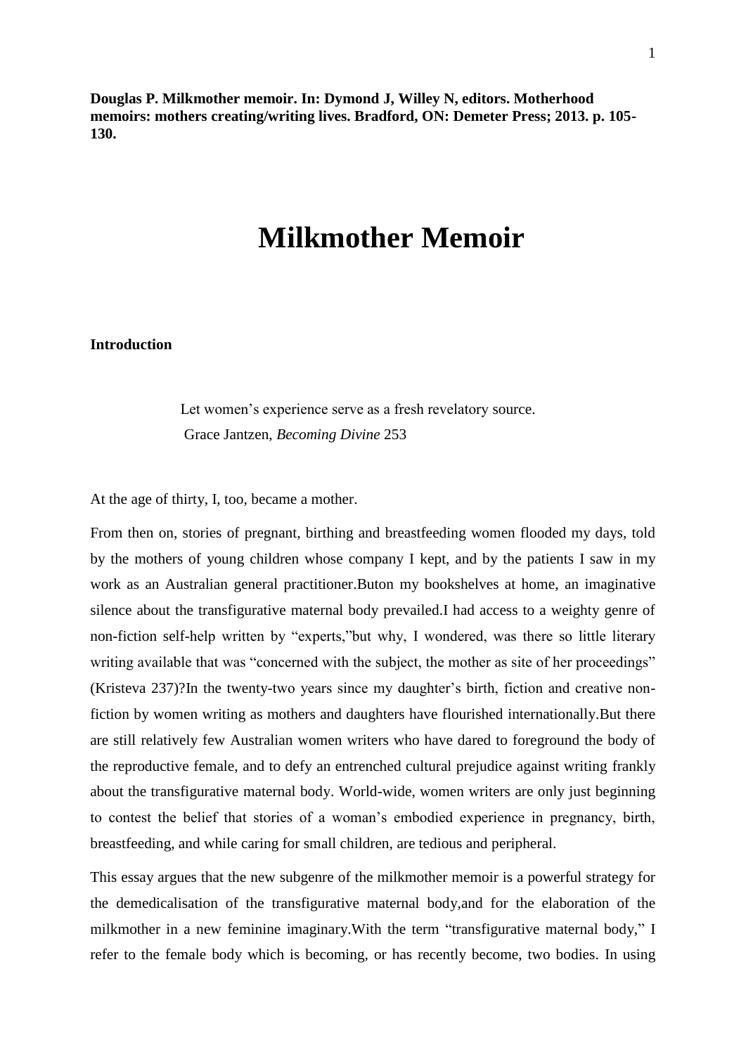**Douglas P. Milkmother memoir. In: Dymond J, Willey N, editors. Motherhood memoirs: mothers creating/writing lives. Bradford, ON: Demeter Press; 2013. p. 105-130.**

# Milkmother Memoir

## Introduction

> Let women's experience serve as a fresh revelatory source.
> Grace Jantzen, *Becoming Divine* 253

At the age of thirty, I, too, became a mother.

From then on, stories of pregnant, birthing and breastfeeding women flooded my days, told by the mothers of young children whose company I kept, and by the patients I saw in my work as an Australian general practitioner.Buton my bookshelves at home, an imaginative silence about the transfigurative maternal body prevailed.I had access to a weighty genre of non-fiction self-help written by "experts,"but why, I wondered, was there so little literary writing available that was "concerned with the subject, the mother as site of her proceedings" (Kristeva 237)?In the twenty-two years since my daughter's birth, fiction and creative non-fiction by women writing as mothers and daughters have flourished internationally.But there are still relatively few Australian women writers who have dared to foreground the body of the reproductive female, and to defy an entrenched cultural prejudice against writing frankly about the transfigurative maternal body. World-wide, women writers are only just beginning to contest the belief that stories of a woman's embodied experience in pregnancy, birth, breastfeeding, and while caring for small children, are tedious and peripheral.

This essay argues that the new subgenre of the milkmother memoir is a powerful strategy for the demedicalisation of the transfigurative maternal body,and for the elaboration of the milkmother in a new feminine imaginary.With the term "transfigurative maternal body," I refer to the female body which is becoming, or has recently become, two bodies. In using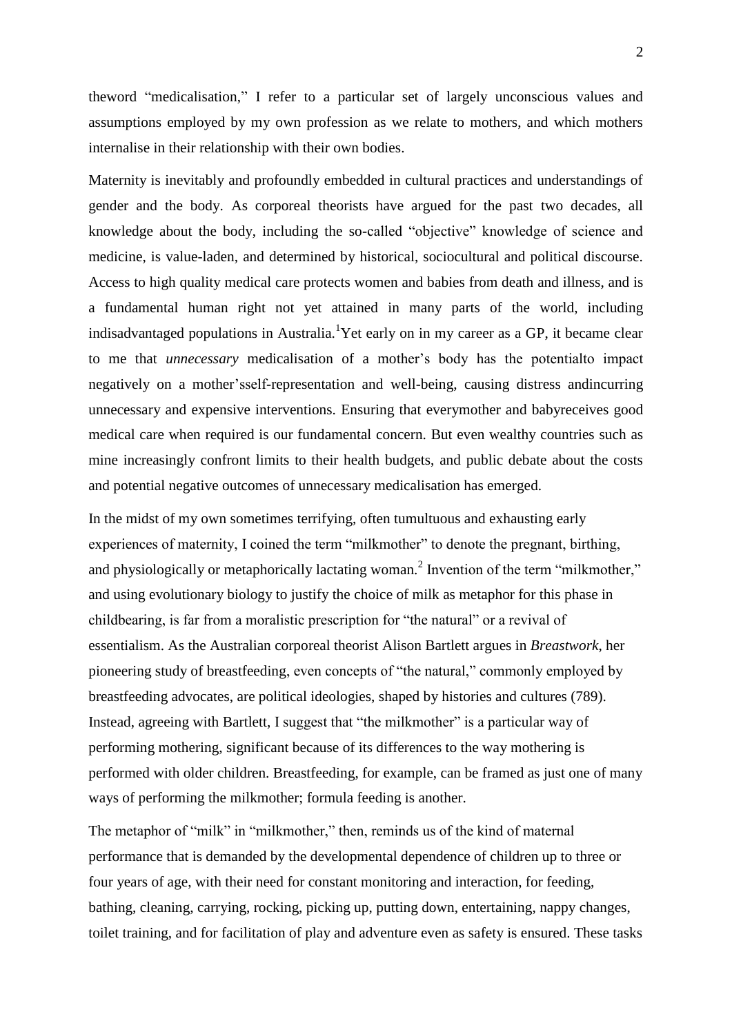theword "medicalisation," I refer to a particular set of largely unconscious values and assumptions employed by my own profession as we relate to mothers, and which mothers internalise in their relationship with their own bodies.

Maternity is inevitably and profoundly embedded in cultural practices and understandings of gender and the body. As corporeal theorists have argued for the past two decades, all knowledge about the body, including the so-called "objective" knowledge of science and medicine, is value-laden, and determined by historical, sociocultural and political discourse. Access to high quality medical care protects women and babies from death and illness, and is a fundamental human right not yet attained in many parts of the world, including indisadvantaged populations in Australia.[1]Yet early on in my career as a GP, it became clear to me that *unnecessary* medicalisation of a mother's body has the potentialto impact negatively on a mother'sself-representation and well-being, causing distress andincurring unnecessary and expensive interventions. Ensuring that everymother and babyreceives good medical care when required is our fundamental concern. But even wealthy countries such as mine increasingly confront limits to their health budgets, and public debate about the costs and potential negative outcomes of unnecessary medicalisation has emerged.

In the midst of my own sometimes terrifying, often tumultuous and exhausting early experiences of maternity, I coined the term "milkmother" to denote the pregnant, birthing, and physiologically or metaphorically lactating woman.[2] Invention of the term "milkmother," and using evolutionary biology to justify the choice of milk as metaphor for this phase in childbearing, is far from a moralistic prescription for "the natural" or a revival of essentialism. As the Australian corporeal theorist Alison Bartlett argues in *Breastwork*, her pioneering study of breastfeeding, even concepts of "the natural," commonly employed by breastfeeding advocates, are political ideologies, shaped by histories and cultures (789). Instead, agreeing with Bartlett, I suggest that "the milkmother" is a particular way of performing mothering, significant because of its differences to the way mothering is performed with older children. Breastfeeding, for example, can be framed as just one of many ways of performing the milkmother; formula feeding is another.

The metaphor of "milk" in "milkmother," then, reminds us of the kind of maternal performance that is demanded by the developmental dependence of children up to three or four years of age, with their need for constant monitoring and interaction, for feeding, bathing, cleaning, carrying, rocking, picking up, putting down, entertaining, nappy changes, toilet training, and for facilitation of play and adventure even as safety is ensured. These tasks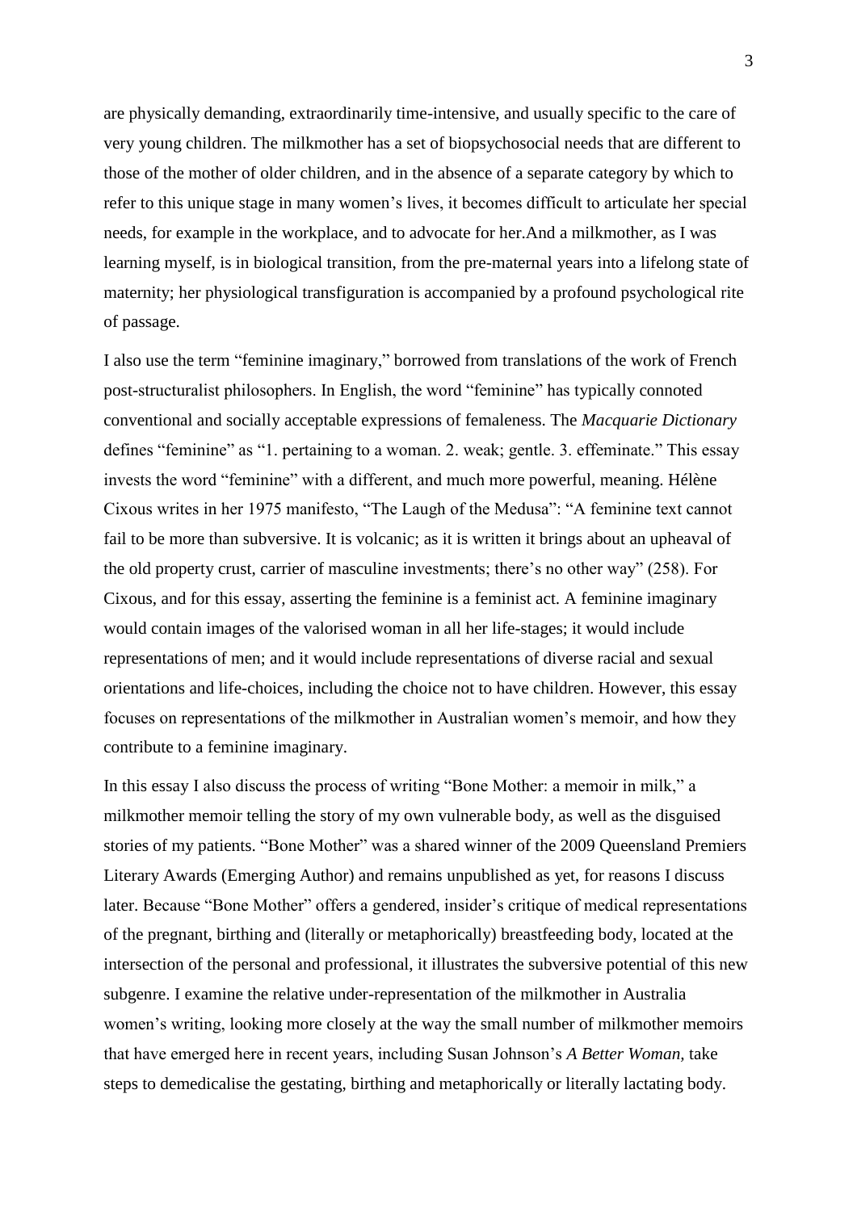are physically demanding, extraordinarily time-intensive, and usually specific to the care of very young children. The milkmother has a set of biopsychosocial needs that are different to those of the mother of older children, and in the absence of a separate category by which to refer to this unique stage in many women's lives, it becomes difficult to articulate her special needs, for example in the workplace, and to advocate for her.And a milkmother, as I was learning myself, is in biological transition, from the pre-maternal years into a lifelong state of maternity; her physiological transfiguration is accompanied by a profound psychological rite of passage.

I also use the term "feminine imaginary," borrowed from translations of the work of French post-structuralist philosophers. In English, the word "feminine" has typically connoted conventional and socially acceptable expressions of femaleness. The *Macquarie Dictionary* defines "feminine" as "1. pertaining to a woman. 2. weak; gentle. 3. effeminate." This essay invests the word "feminine" with a different, and much more powerful, meaning. Hélène Cixous writes in her 1975 manifesto, "The Laugh of the Medusa": "A feminine text cannot fail to be more than subversive. It is volcanic; as it is written it brings about an upheaval of the old property crust, carrier of masculine investments; there's no other way" (258). For Cixous, and for this essay, asserting the feminine is a feminist act. A feminine imaginary would contain images of the valorised woman in all her life-stages; it would include representations of men; and it would include representations of diverse racial and sexual orientations and life-choices, including the choice not to have children. However, this essay focuses on representations of the milkmother in Australian women's memoir, and how they contribute to a feminine imaginary.

In this essay I also discuss the process of writing "Bone Mother: a memoir in milk," a milkmother memoir telling the story of my own vulnerable body, as well as the disguised stories of my patients. "Bone Mother" was a shared winner of the 2009 Queensland Premiers Literary Awards (Emerging Author) and remains unpublished as yet, for reasons I discuss later. Because "Bone Mother" offers a gendered, insider's critique of medical representations of the pregnant, birthing and (literally or metaphorically) breastfeeding body, located at the intersection of the personal and professional, it illustrates the subversive potential of this new subgenre. I examine the relative under-representation of the milkmother in Australia women's writing, looking more closely at the way the small number of milkmother memoirs that have emerged here in recent years, including Susan Johnson's *A Better Woman*, take steps to demedicalise the gestating, birthing and metaphorically or literally lactating body.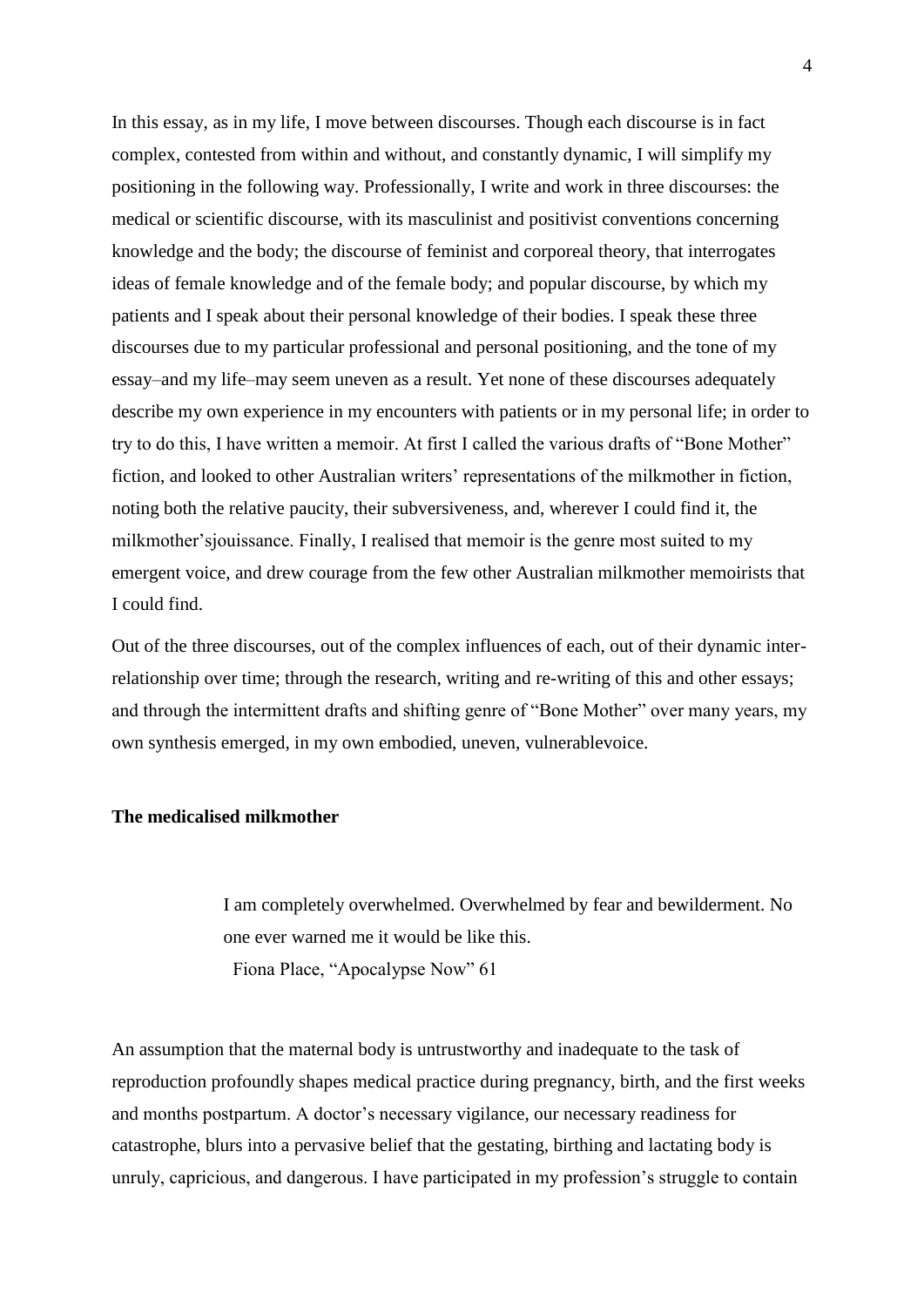In this essay, as in my life, I move between discourses. Though each discourse is in fact complex, contested from within and without, and constantly dynamic, I will simplify my positioning in the following way. Professionally, I write and work in three discourses: the medical or scientific discourse, with its masculinist and positivist conventions concerning knowledge and the body; the discourse of feminist and corporeal theory, that interrogates ideas of female knowledge and of the female body; and popular discourse, by which my patients and I speak about their personal knowledge of their bodies. I speak these three discourses due to my particular professional and personal positioning, and the tone of my essay–and my life–may seem uneven as a result. Yet none of these discourses adequately describe my own experience in my encounters with patients or in my personal life; in order to try to do this, I have written a memoir. At first I called the various drafts of "Bone Mother" fiction, and looked to other Australian writers' representations of the milkmother in fiction, noting both the relative paucity, their subversiveness, and, wherever I could find it, the milkmother'sjouissance. Finally, I realised that memoir is the genre most suited to my emergent voice, and drew courage from the few other Australian milkmother memoirists that I could find.

Out of the three discourses, out of the complex influences of each, out of their dynamic inter-relationship over time; through the research, writing and re-writing of this and other essays; and through the intermittent drafts and shifting genre of "Bone Mother" over many years, my own synthesis emerged, in my own embodied, uneven, vulnerablevoice.

**The medicalised milkmother**

> I am completely overwhelmed. Overwhelmed by fear and bewilderment. No one ever warned me it would be like this.
>
> Fiona Place, "Apocalypse Now" 61

An assumption that the maternal body is untrustworthy and inadequate to the task of reproduction profoundly shapes medical practice during pregnancy, birth, and the first weeks and months postpartum. A doctor's necessary vigilance, our necessary readiness for catastrophe, blurs into a pervasive belief that the gestating, birthing and lactating body is unruly, capricious, and dangerous. I have participated in my profession's struggle to contain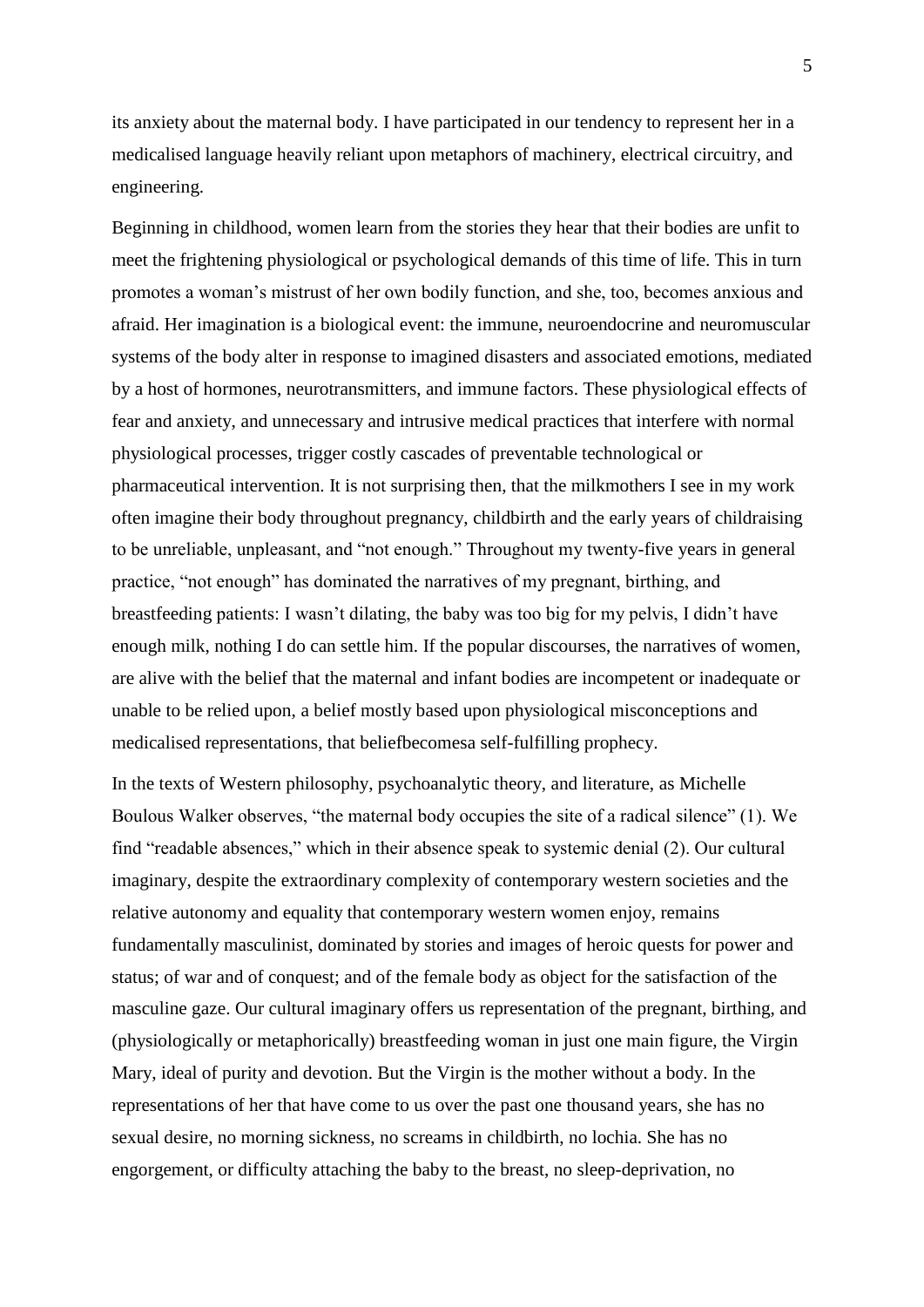its anxiety about the maternal body. I have participated in our tendency to represent her in a medicalised language heavily reliant upon metaphors of machinery, electrical circuitry, and engineering.

Beginning in childhood, women learn from the stories they hear that their bodies are unfit to meet the frightening physiological or psychological demands of this time of life. This in turn promotes a woman's mistrust of her own bodily function, and she, too, becomes anxious and afraid. Her imagination is a biological event: the immune, neuroendocrine and neuromuscular systems of the body alter in response to imagined disasters and associated emotions, mediated by a host of hormones, neurotransmitters, and immune factors. These physiological effects of fear and anxiety, and unnecessary and intrusive medical practices that interfere with normal physiological processes, trigger costly cascades of preventable technological or pharmaceutical intervention. It is not surprising then, that the milkmothers I see in my work often imagine their body throughout pregnancy, childbirth and the early years of childraising to be unreliable, unpleasant, and "not enough." Throughout my twenty-five years in general practice, "not enough" has dominated the narratives of my pregnant, birthing, and breastfeeding patients: I wasn't dilating, the baby was too big for my pelvis, I didn't have enough milk, nothing I do can settle him. If the popular discourses, the narratives of women, are alive with the belief that the maternal and infant bodies are incompetent or inadequate or unable to be relied upon, a belief mostly based upon physiological misconceptions and medicalised representations, that beliefbecomesa self-fulfilling prophecy.

In the texts of Western philosophy, psychoanalytic theory, and literature, as Michelle Boulous Walker observes, "the maternal body occupies the site of a radical silence" (1). We find "readable absences," which in their absence speak to systemic denial (2). Our cultural imaginary, despite the extraordinary complexity of contemporary western societies and the relative autonomy and equality that contemporary western women enjoy, remains fundamentally masculinist, dominated by stories and images of heroic quests for power and status; of war and of conquest; and of the female body as object for the satisfaction of the masculine gaze. Our cultural imaginary offers us representation of the pregnant, birthing, and (physiologically or metaphorically) breastfeeding woman in just one main figure, the Virgin Mary, ideal of purity and devotion. But the Virgin is the mother without a body. In the representations of her that have come to us over the past one thousand years, she has no sexual desire, no morning sickness, no screams in childbirth, no lochia. She has no engorgement, or difficulty attaching the baby to the breast, no sleep-deprivation, no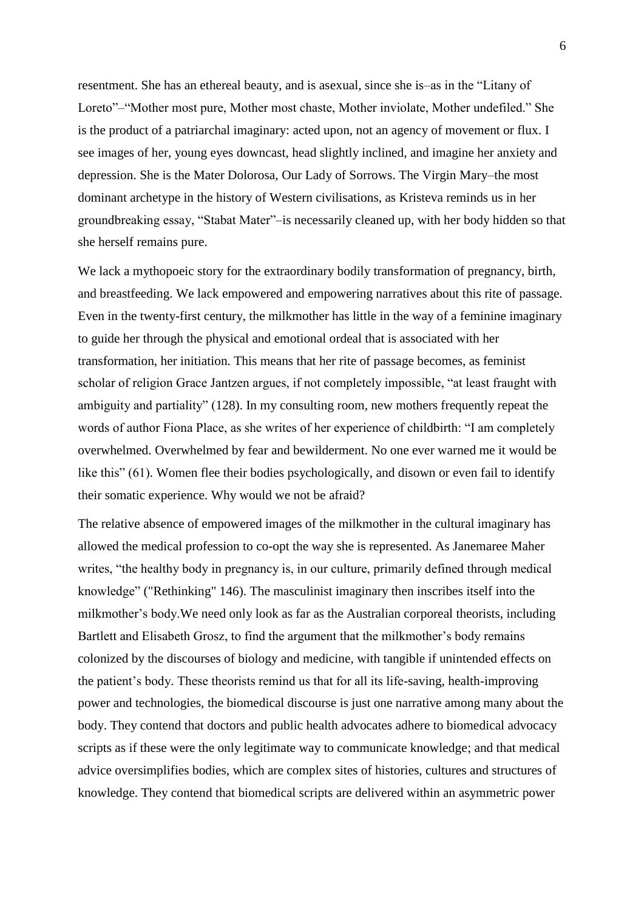resentment. She has an ethereal beauty, and is asexual, since she is–as in the "Litany of Loreto"–"Mother most pure, Mother most chaste, Mother inviolate, Mother undefiled." She is the product of a patriarchal imaginary: acted upon, not an agency of movement or flux. I see images of her, young eyes downcast, head slightly inclined, and imagine her anxiety and depression. She is the Mater Dolorosa, Our Lady of Sorrows. The Virgin Mary–the most dominant archetype in the history of Western civilisations, as Kristeva reminds us in her groundbreaking essay, "Stabat Mater"–is necessarily cleaned up, with her body hidden so that she herself remains pure.

We lack a mythopoeic story for the extraordinary bodily transformation of pregnancy, birth, and breastfeeding. We lack empowered and empowering narratives about this rite of passage. Even in the twenty-first century, the milkmother has little in the way of a feminine imaginary to guide her through the physical and emotional ordeal that is associated with her transformation, her initiation. This means that her rite of passage becomes, as feminist scholar of religion Grace Jantzen argues, if not completely impossible, "at least fraught with ambiguity and partiality" (128). In my consulting room, new mothers frequently repeat the words of author Fiona Place, as she writes of her experience of childbirth: "I am completely overwhelmed. Overwhelmed by fear and bewilderment. No one ever warned me it would be like this" (61). Women flee their bodies psychologically, and disown or even fail to identify their somatic experience. Why would we not be afraid?

The relative absence of empowered images of the milkmother in the cultural imaginary has allowed the medical profession to co-opt the way she is represented. As Janemaree Maher writes, "the healthy body in pregnancy is, in our culture, primarily defined through medical knowledge" ("Rethinking" 146). The masculinist imaginary then inscribes itself into the milkmother's body.We need only look as far as the Australian corporeal theorists, including Bartlett and Elisabeth Grosz, to find the argument that the milkmother's body remains colonized by the discourses of biology and medicine, with tangible if unintended effects on the patient's body. These theorists remind us that for all its life-saving, health-improving power and technologies, the biomedical discourse is just one narrative among many about the body. They contend that doctors and public health advocates adhere to biomedical advocacy scripts as if these were the only legitimate way to communicate knowledge; and that medical advice oversimplifies bodies, which are complex sites of histories, cultures and structures of knowledge. They contend that biomedical scripts are delivered within an asymmetric power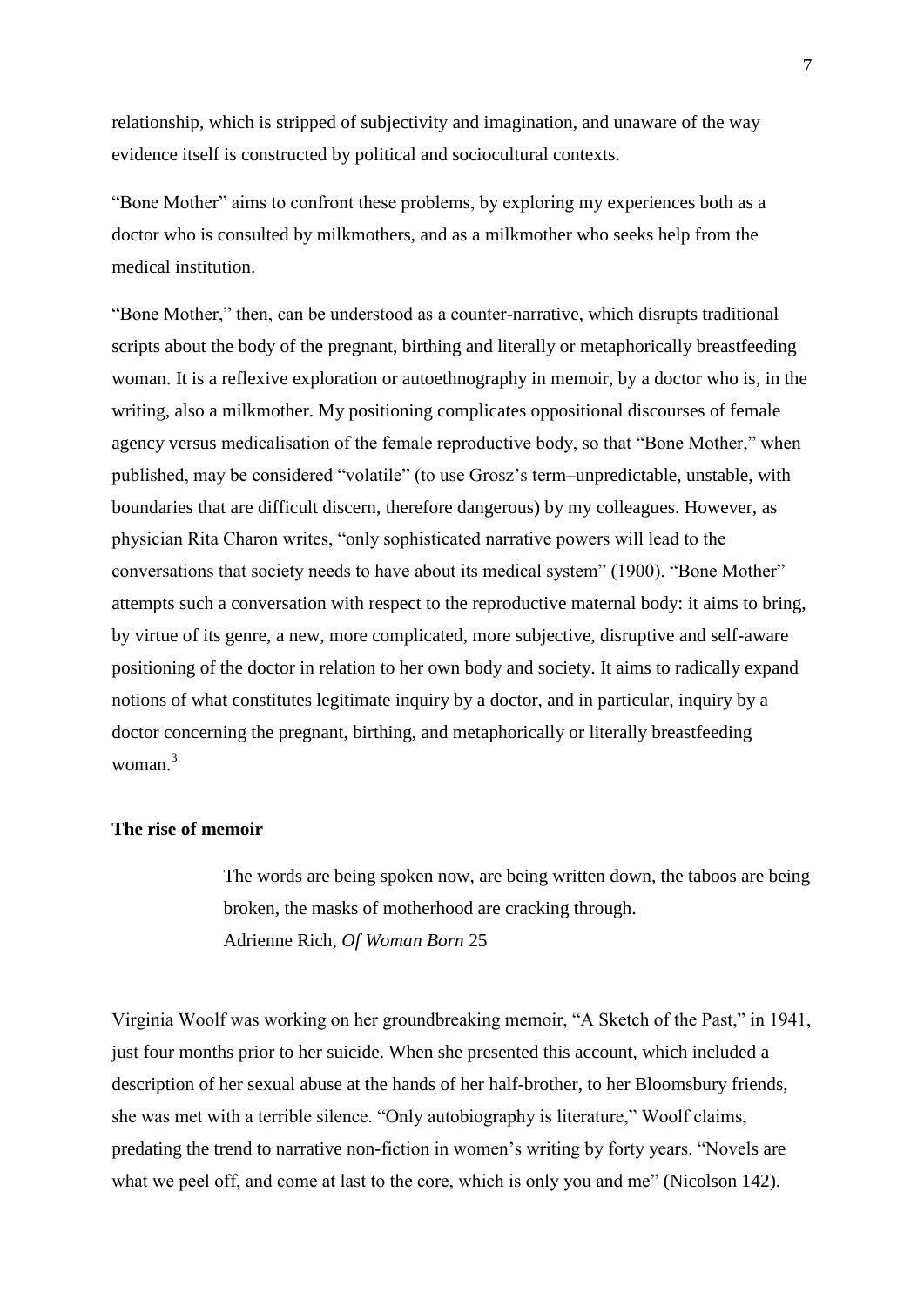relationship, which is stripped of subjectivity and imagination, and unaware of the way evidence itself is constructed by political and sociocultural contexts.

"Bone Mother" aims to confront these problems, by exploring my experiences both as a doctor who is consulted by milkmothers, and as a milkmother who seeks help from the medical institution.

"Bone Mother," then, can be understood as a counter-narrative, which disrupts traditional scripts about the body of the pregnant, birthing and literally or metaphorically breastfeeding woman. It is a reflexive exploration or autoethnography in memoir, by a doctor who is, in the writing, also a milkmother. My positioning complicates oppositional discourses of female agency versus medicalisation of the female reproductive body, so that "Bone Mother," when published, may be considered "volatile" (to use Grosz's term–unpredictable, unstable, with boundaries that are difficult discern, therefore dangerous) by my colleagues. However, as physician Rita Charon writes, "only sophisticated narrative powers will lead to the conversations that society needs to have about its medical system" (1900). "Bone Mother" attempts such a conversation with respect to the reproductive maternal body: it aims to bring, by virtue of its genre, a new, more complicated, more subjective, disruptive and self-aware positioning of the doctor in relation to her own body and society. It aims to radically expand notions of what constitutes legitimate inquiry by a doctor, and in particular, inquiry by a doctor concerning the pregnant, birthing, and metaphorically or literally breastfeeding woman.[3]

## The rise of memoir

> The words are being spoken now, are being written down, the taboos are being broken, the masks of motherhood are cracking through.
> Adrienne Rich, *Of Woman Born* 25

Virginia Woolf was working on her groundbreaking memoir, "A Sketch of the Past," in 1941, just four months prior to her suicide. When she presented this account, which included a description of her sexual abuse at the hands of her half-brother, to her Bloomsbury friends, she was met with a terrible silence. "Only autobiography is literature," Woolf claims, predating the trend to narrative non-fiction in women's writing by forty years. "Novels are what we peel off, and come at last to the core, which is only you and me" (Nicolson 142).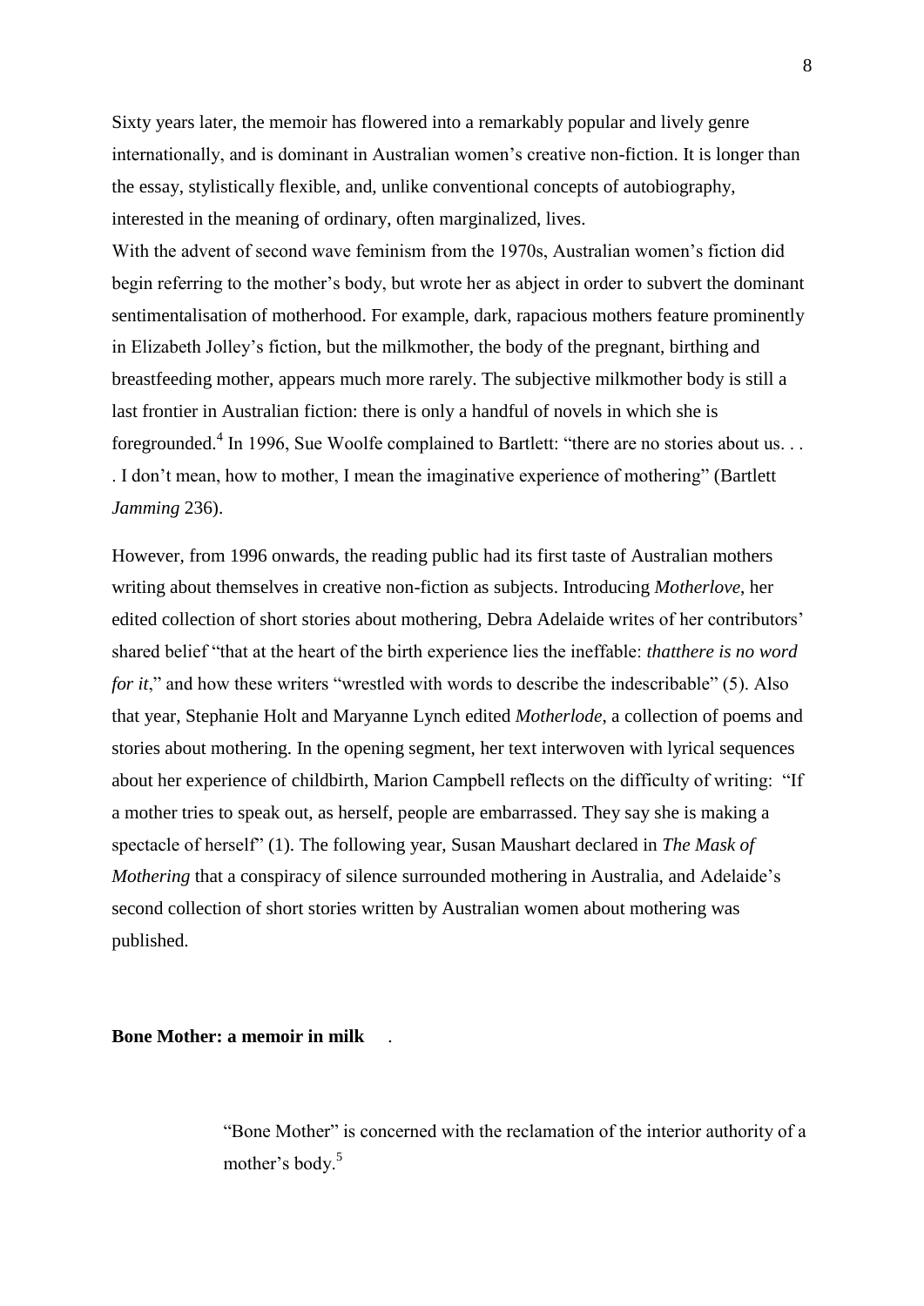Sixty years later, the memoir has flowered into a remarkably popular and lively genre internationally, and is dominant in Australian women's creative non-fiction. It is longer than the essay, stylistically flexible, and, unlike conventional concepts of autobiography, interested in the meaning of ordinary, often marginalized, lives.

With the advent of second wave feminism from the 1970s, Australian women's fiction did begin referring to the mother's body, but wrote her as abject in order to subvert the dominant sentimentalisation of motherhood. For example, dark, rapacious mothers feature prominently in Elizabeth Jolley's fiction, but the milkmother, the body of the pregnant, birthing and breastfeeding mother, appears much more rarely. The subjective milkmother body is still a last frontier in Australian fiction: there is only a handful of novels in which she is foregrounded.[4] In 1996, Sue Woolfe complained to Bartlett: "there are no stories about us. . . . I don't mean, how to mother, I mean the imaginative experience of mothering" (Bartlett *Jamming* 236).

However, from 1996 onwards, the reading public had its first taste of Australian mothers writing about themselves in creative non-fiction as subjects. Introducing *Motherlove*, her edited collection of short stories about mothering, Debra Adelaide writes of her contributors' shared belief "that at the heart of the birth experience lies the ineffable: *thatthere is no word for it*," and how these writers "wrestled with words to describe the indescribable" (5). Also that year, Stephanie Holt and Maryanne Lynch edited *Motherlode*, a collection of poems and stories about mothering. In the opening segment, her text interwoven with lyrical sequences about her experience of childbirth, Marion Campbell reflects on the difficulty of writing: "If a mother tries to speak out, as herself, people are embarrassed. They say she is making a spectacle of herself" (1). The following year, Susan Maushart declared in *The Mask of Mothering* that a conspiracy of silence surrounded mothering in Australia, and Adelaide's second collection of short stories written by Australian women about mothering was published.

**Bone Mother: a memoir in milk** .

> "Bone Mother" is concerned with the reclamation of the interior authority of a mother's body.[5]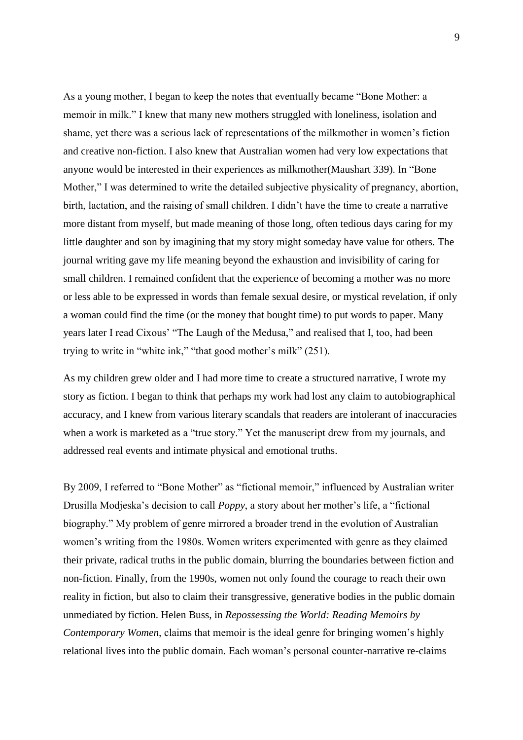As a young mother, I began to keep the notes that eventually became "Bone Mother: a memoir in milk." I knew that many new mothers struggled with loneliness, isolation and shame, yet there was a serious lack of representations of the milkmother in women's fiction and creative non-fiction. I also knew that Australian women had very low expectations that anyone would be interested in their experiences as milkmother(Maushart 339). In "Bone Mother," I was determined to write the detailed subjective physicality of pregnancy, abortion, birth, lactation, and the raising of small children. I didn't have the time to create a narrative more distant from myself, but made meaning of those long, often tedious days caring for my little daughter and son by imagining that my story might someday have value for others. The journal writing gave my life meaning beyond the exhaustion and invisibility of caring for small children. I remained confident that the experience of becoming a mother was no more or less able to be expressed in words than female sexual desire, or mystical revelation, if only a woman could find the time (or the money that bought time) to put words to paper. Many years later I read Cixous' "The Laugh of the Medusa," and realised that I, too, had been trying to write in "white ink," "that good mother's milk" (251).

As my children grew older and I had more time to create a structured narrative, I wrote my story as fiction. I began to think that perhaps my work had lost any claim to autobiographical accuracy, and I knew from various literary scandals that readers are intolerant of inaccuracies when a work is marketed as a "true story." Yet the manuscript drew from my journals, and addressed real events and intimate physical and emotional truths.

By 2009, I referred to "Bone Mother" as "fictional memoir," influenced by Australian writer Drusilla Modjeska's decision to call *Poppy*, a story about her mother's life, a "fictional biography." My problem of genre mirrored a broader trend in the evolution of Australian women's writing from the 1980s. Women writers experimented with genre as they claimed their private, radical truths in the public domain, blurring the boundaries between fiction and non-fiction. Finally, from the 1990s, women not only found the courage to reach their own reality in fiction, but also to claim their transgressive, generative bodies in the public domain unmediated by fiction. Helen Buss, in *Repossessing the World: Reading Memoirs by Contemporary Women*, claims that memoir is the ideal genre for bringing women's highly relational lives into the public domain. Each woman's personal counter-narrative re-claims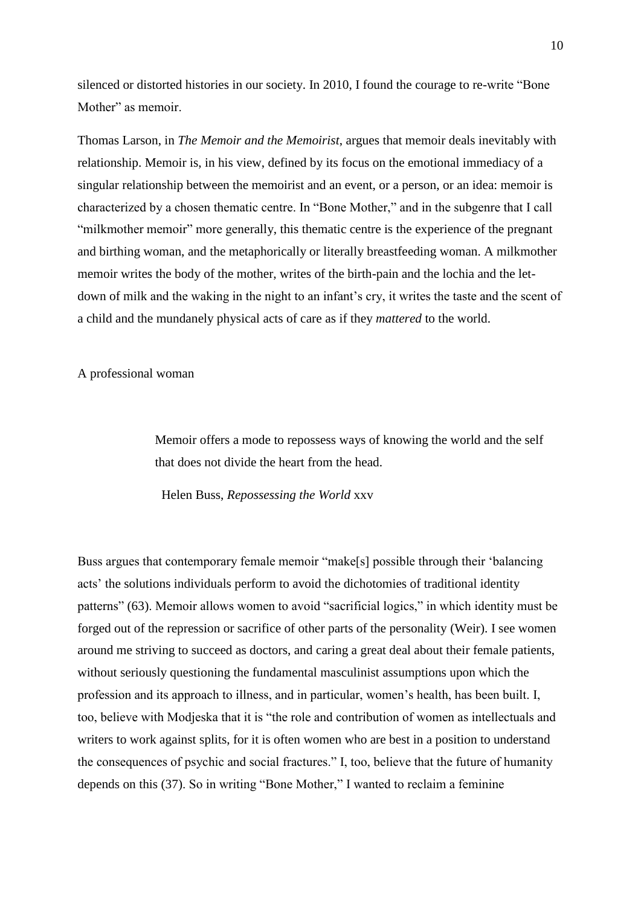silenced or distorted histories in our society. In 2010, I found the courage to re-write "Bone Mother" as memoir.

Thomas Larson, in *The Memoir and the Memoirist*, argues that memoir deals inevitably with relationship. Memoir is, in his view, defined by its focus on the emotional immediacy of a singular relationship between the memoirist and an event, or a person, or an idea: memoir is characterized by a chosen thematic centre. In "Bone Mother," and in the subgenre that I call "milkmother memoir" more generally, this thematic centre is the experience of the pregnant and birthing woman, and the metaphorically or literally breastfeeding woman. A milkmother memoir writes the body of the mother, writes of the birth-pain and the lochia and the let-down of milk and the waking in the night to an infant's cry, it writes the taste and the scent of a child and the mundanely physical acts of care as if they *mattered* to the world.

A professional woman

> Memoir offers a mode to repossess ways of knowing the world and the self that does not divide the heart from the head.
>
> Helen Buss, *Repossessing the World* xxv

Buss argues that contemporary female memoir "make[s] possible through their 'balancing acts' the solutions individuals perform to avoid the dichotomies of traditional identity patterns" (63). Memoir allows women to avoid "sacrificial logics," in which identity must be forged out of the repression or sacrifice of other parts of the personality (Weir). I see women around me striving to succeed as doctors, and caring a great deal about their female patients, without seriously questioning the fundamental masculinist assumptions upon which the profession and its approach to illness, and in particular, women's health, has been built. I, too, believe with Modjeska that it is "the role and contribution of women as intellectuals and writers to work against splits, for it is often women who are best in a position to understand the consequences of psychic and social fractures." I, too, believe that the future of humanity depends on this (37). So in writing "Bone Mother," I wanted to reclaim a feminine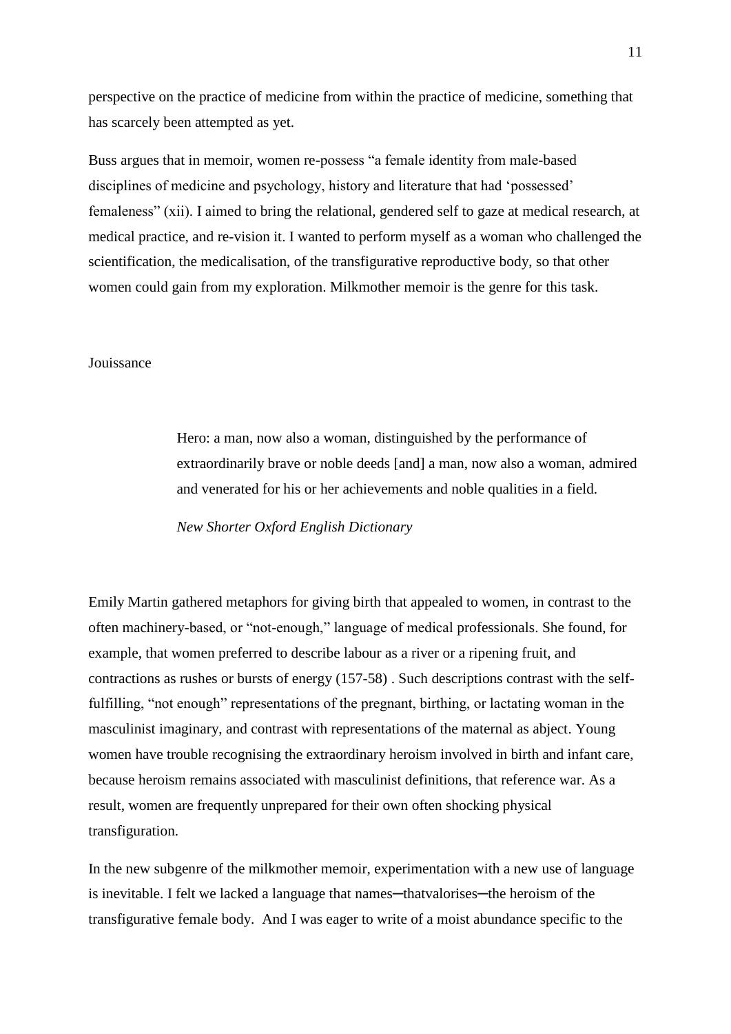perspective on the practice of medicine from within the practice of medicine, something that has scarcely been attempted as yet.

Buss argues that in memoir, women re-possess "a female identity from male-based disciplines of medicine and psychology, history and literature that had 'possessed' femaleness" (xii). I aimed to bring the relational, gendered self to gaze at medical research, at medical practice, and re-vision it. I wanted to perform myself as a woman who challenged the scientification, the medicalisation, of the transfigurative reproductive body, so that other women could gain from my exploration. Milkmother memoir is the genre for this task.

## Jouissance

> Hero: a man, now also a woman, distinguished by the performance of extraordinarily brave or noble deeds [and] a man, now also a woman, admired and venerated for his or her achievements and noble qualities in a field.
>
> *New Shorter Oxford English Dictionary*

Emily Martin gathered metaphors for giving birth that appealed to women, in contrast to the often machinery-based, or "not-enough," language of medical professionals. She found, for example, that women preferred to describe labour as a river or a ripening fruit, and contractions as rushes or bursts of energy (157-58) . Such descriptions contrast with the self-fulfilling, "not enough" representations of the pregnant, birthing, or lactating woman in the masculinist imaginary, and contrast with representations of the maternal as abject. Young women have trouble recognising the extraordinary heroism involved in birth and infant care, because heroism remains associated with masculinist definitions, that reference war. As a result, women are frequently unprepared for their own often shocking physical transfiguration.

In the new subgenre of the milkmother memoir, experimentation with a new use of language is inevitable. I felt we lacked a language that names─thatvalorises─the heroism of the transfigurative female body. And I was eager to write of a moist abundance specific to the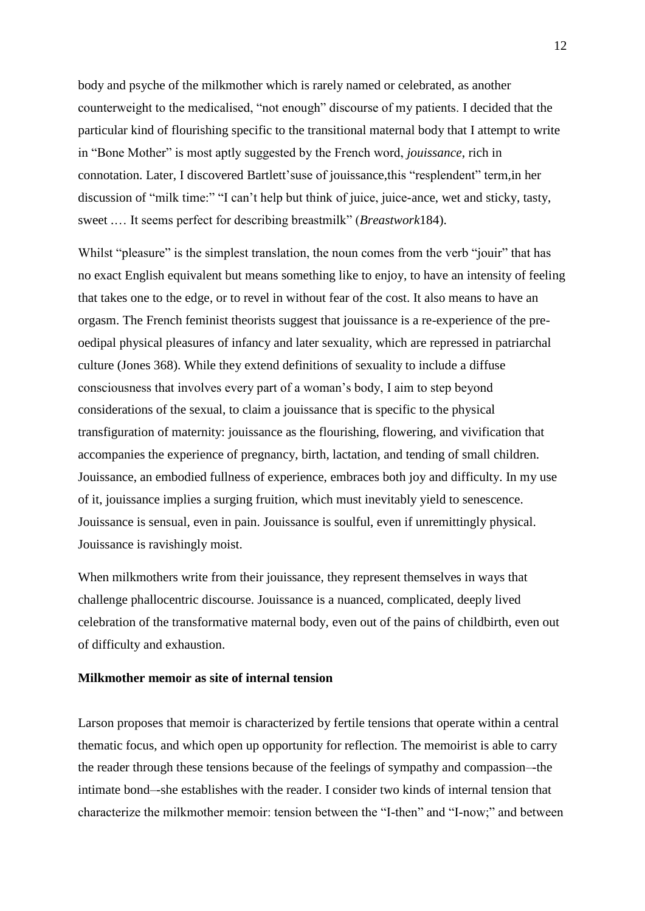body and psyche of the milkmother which is rarely named or celebrated, as another counterweight to the medicalised, "not enough" discourse of my patients. I decided that the particular kind of flourishing specific to the transitional maternal body that I attempt to write in "Bone Mother" is most aptly suggested by the French word, *jouissance*, rich in connotation. Later, I discovered Bartlett'suse of jouissance,this "resplendent" term,in her discussion of "milk time:" "I can't help but think of juice, juice-ance, wet and sticky, tasty, sweet .… It seems perfect for describing breastmilk" (*Breastwork*184).

Whilst "pleasure" is the simplest translation, the noun comes from the verb "jouir" that has no exact English equivalent but means something like to enjoy, to have an intensity of feeling that takes one to the edge, or to revel in without fear of the cost. It also means to have an orgasm. The French feminist theorists suggest that jouissance is a re-experience of the pre-oedipal physical pleasures of infancy and later sexuality, which are repressed in patriarchal culture (Jones 368). While they extend definitions of sexuality to include a diffuse consciousness that involves every part of a woman's body, I aim to step beyond considerations of the sexual, to claim a jouissance that is specific to the physical transfiguration of maternity: jouissance as the flourishing, flowering, and vivification that accompanies the experience of pregnancy, birth, lactation, and tending of small children. Jouissance, an embodied fullness of experience, embraces both joy and difficulty. In my use of it, jouissance implies a surging fruition, which must inevitably yield to senescence. Jouissance is sensual, even in pain. Jouissance is soulful, even if unremittingly physical. Jouissance is ravishingly moist.

When milkmothers write from their jouissance, they represent themselves in ways that challenge phallocentric discourse. Jouissance is a nuanced, complicated, deeply lived celebration of the transformative maternal body, even out of the pains of childbirth, even out of difficulty and exhaustion.

**Milkmother memoir as site of internal tension**

Larson proposes that memoir is characterized by fertile tensions that operate within a central thematic focus, and which open up opportunity for reflection. The memoirist is able to carry the reader through these tensions because of the feelings of sympathy and compassion–-the intimate bond–-she establishes with the reader. I consider two kinds of internal tension that characterize the milkmother memoir: tension between the "I-then" and "I-now;" and between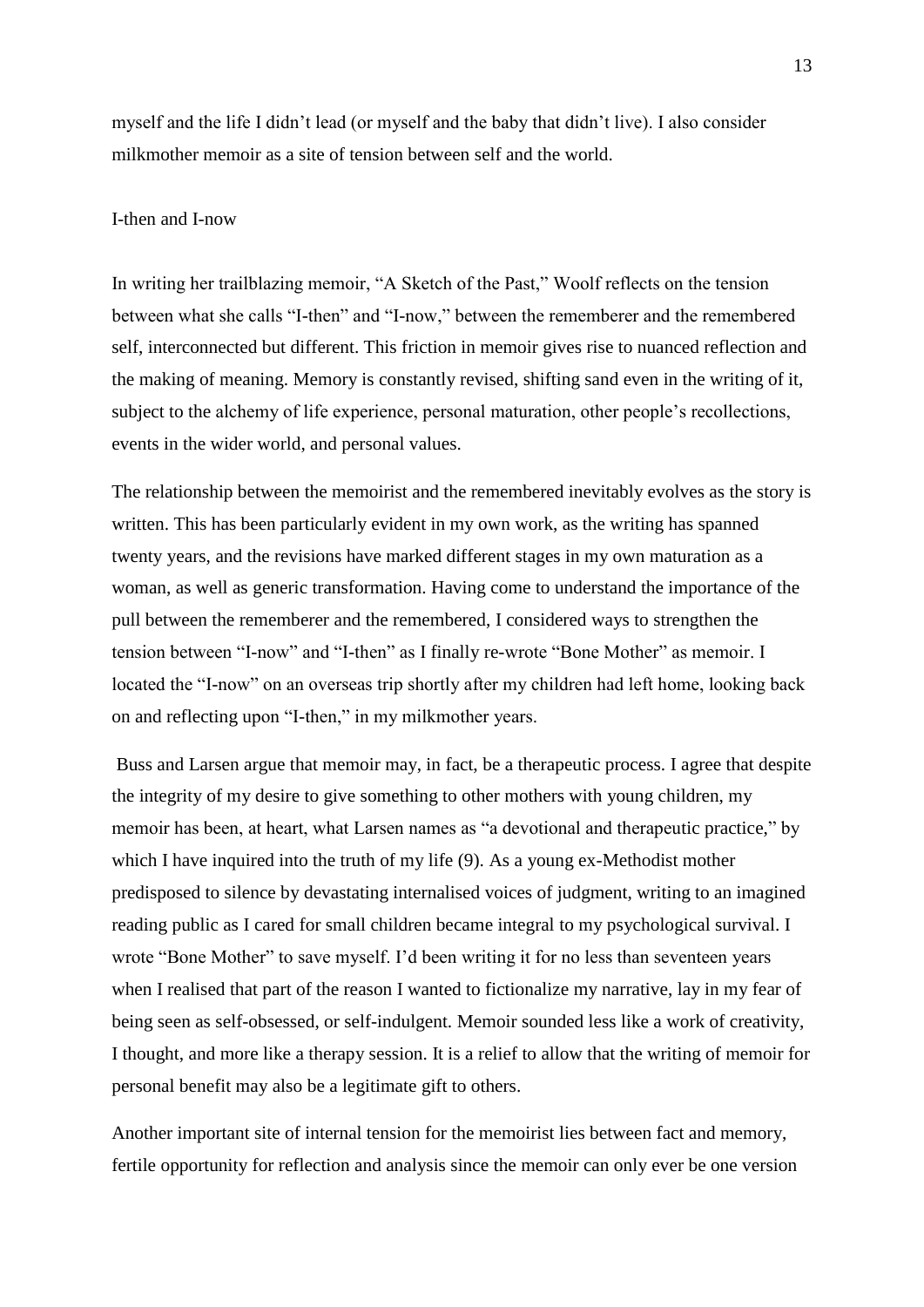myself and the life I didn't lead (or myself and the baby that didn't live). I also consider milkmother memoir as a site of tension between self and the world.

## I-then and I-now

In writing her trailblazing memoir, "A Sketch of the Past," Woolf reflects on the tension between what she calls "I-then" and "I-now," between the rememberer and the remembered self, interconnected but different. This friction in memoir gives rise to nuanced reflection and the making of meaning. Memory is constantly revised, shifting sand even in the writing of it, subject to the alchemy of life experience, personal maturation, other people's recollections, events in the wider world, and personal values.

The relationship between the memoirist and the remembered inevitably evolves as the story is written. This has been particularly evident in my own work, as the writing has spanned twenty years, and the revisions have marked different stages in my own maturation as a woman, as well as generic transformation. Having come to understand the importance of the pull between the rememberer and the remembered, I considered ways to strengthen the tension between "I-now" and "I-then" as I finally re-wrote "Bone Mother" as memoir. I located the "I-now" on an overseas trip shortly after my children had left home, looking back on and reflecting upon "I-then," in my milkmother years.

Buss and Larsen argue that memoir may, in fact, be a therapeutic process. I agree that despite the integrity of my desire to give something to other mothers with young children, my memoir has been, at heart, what Larsen names as "a devotional and therapeutic practice," by which I have inquired into the truth of my life (9). As a young ex-Methodist mother predisposed to silence by devastating internalised voices of judgment, writing to an imagined reading public as I cared for small children became integral to my psychological survival. I wrote "Bone Mother" to save myself. I'd been writing it for no less than seventeen years when I realised that part of the reason I wanted to fictionalize my narrative, lay in my fear of being seen as self-obsessed, or self-indulgent. Memoir sounded less like a work of creativity, I thought, and more like a therapy session. It is a relief to allow that the writing of memoir for personal benefit may also be a legitimate gift to others.

Another important site of internal tension for the memoirist lies between fact and memory, fertile opportunity for reflection and analysis since the memoir can only ever be one version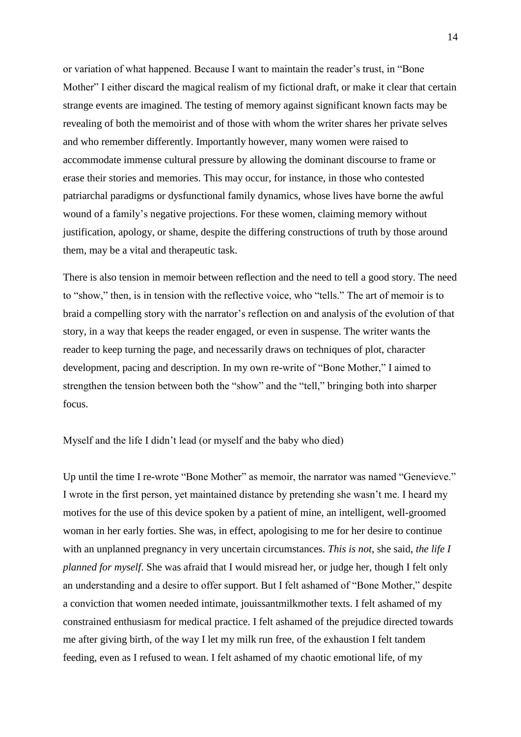or variation of what happened. Because I want to maintain the reader's trust, in "Bone Mother" I either discard the magical realism of my fictional draft, or make it clear that certain strange events are imagined. The testing of memory against significant known facts may be revealing of both the memoirist and of those with whom the writer shares her private selves and who remember differently. Importantly however, many women were raised to accommodate immense cultural pressure by allowing the dominant discourse to frame or erase their stories and memories. This may occur, for instance, in those who contested patriarchal paradigms or dysfunctional family dynamics, whose lives have borne the awful wound of a family's negative projections. For these women, claiming memory without justification, apology, or shame, despite the differing constructions of truth by those around them, may be a vital and therapeutic task.

There is also tension in memoir between reflection and the need to tell a good story. The need to "show," then, is in tension with the reflective voice, who "tells." The art of memoir is to braid a compelling story with the narrator's reflection on and analysis of the evolution of that story, in a way that keeps the reader engaged, or even in suspense. The writer wants the reader to keep turning the page, and necessarily draws on techniques of plot, character development, pacing and description. In my own re-write of "Bone Mother," I aimed to strengthen the tension between both the "show" and the "tell," bringing both into sharper focus.

Myself and the life I didn't lead (or myself and the baby who died)

Up until the time I re-wrote "Bone Mother" as memoir, the narrator was named "Genevieve." I wrote in the first person, yet maintained distance by pretending she wasn't me. I heard my motives for the use of this device spoken by a patient of mine, an intelligent, well-groomed woman in her early forties. She was, in effect, apologising to me for her desire to continue with an unplanned pregnancy in very uncertain circumstances. *This is not*, she said, *the life I planned for myself*. She was afraid that I would misread her, or judge her, though I felt only an understanding and a desire to offer support. But I felt ashamed of "Bone Mother," despite a conviction that women needed intimate, jouissantmilkmother texts. I felt ashamed of my constrained enthusiasm for medical practice. I felt ashamed of the prejudice directed towards me after giving birth, of the way I let my milk run free, of the exhaustion I felt tandem feeding, even as I refused to wean. I felt ashamed of my chaotic emotional life, of my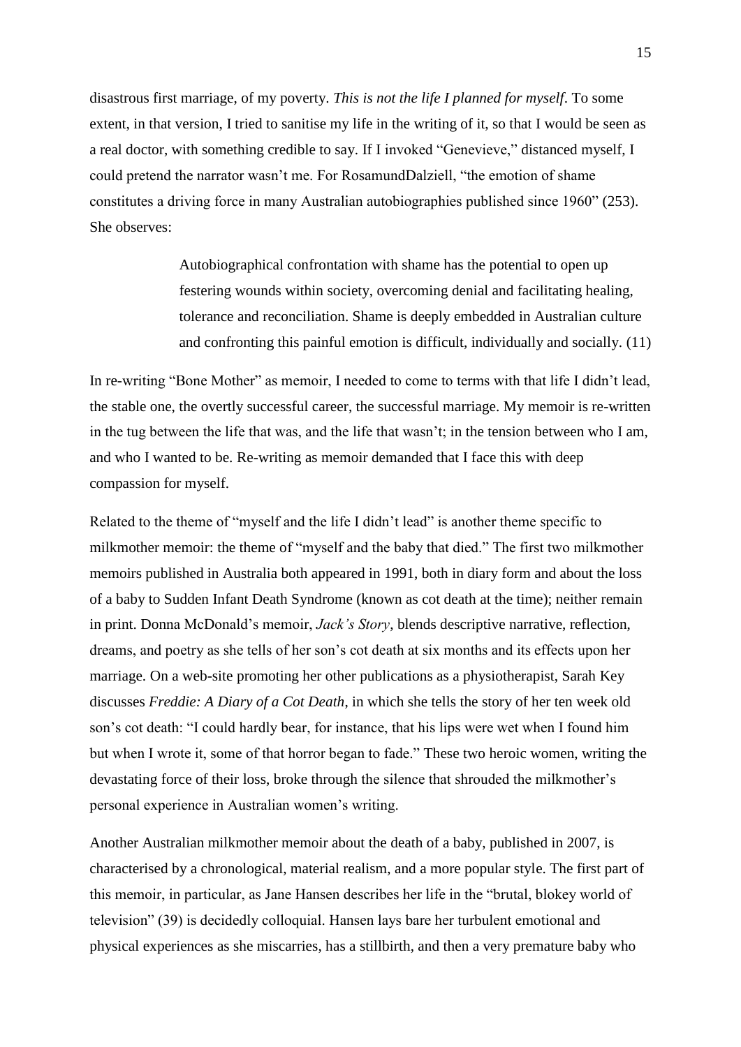disastrous first marriage, of my poverty. *This is not the life I planned for myself*. To some extent, in that version, I tried to sanitise my life in the writing of it, so that I would be seen as a real doctor, with something credible to say. If I invoked "Genevieve," distanced myself, I could pretend the narrator wasn't me. For RosamundDalziell, "the emotion of shame constitutes a driving force in many Australian autobiographies published since 1960" (253). She observes:

> Autobiographical confrontation with shame has the potential to open up festering wounds within society, overcoming denial and facilitating healing, tolerance and reconciliation. Shame is deeply embedded in Australian culture and confronting this painful emotion is difficult, individually and socially. (11)

In re-writing "Bone Mother" as memoir, I needed to come to terms with that life I didn't lead, the stable one, the overtly successful career, the successful marriage. My memoir is re-written in the tug between the life that was, and the life that wasn't; in the tension between who I am, and who I wanted to be. Re-writing as memoir demanded that I face this with deep compassion for myself.

Related to the theme of "myself and the life I didn't lead" is another theme specific to milkmother memoir: the theme of "myself and the baby that died." The first two milkmother memoirs published in Australia both appeared in 1991, both in diary form and about the loss of a baby to Sudden Infant Death Syndrome (known as cot death at the time); neither remain in print. Donna McDonald's memoir, *Jack's Story*, blends descriptive narrative, reflection, dreams, and poetry as she tells of her son's cot death at six months and its effects upon her marriage. On a web-site promoting her other publications as a physiotherapist, Sarah Key discusses *Freddie: A Diary of a Cot Death*, in which she tells the story of her ten week old son's cot death: "I could hardly bear, for instance, that his lips were wet when I found him but when I wrote it, some of that horror began to fade." These two heroic women, writing the devastating force of their loss, broke through the silence that shrouded the milkmother's personal experience in Australian women's writing.

Another Australian milkmother memoir about the death of a baby, published in 2007, is characterised by a chronological, material realism, and a more popular style. The first part of this memoir, in particular, as Jane Hansen describes her life in the "brutal, blokey world of television" (39) is decidedly colloquial. Hansen lays bare her turbulent emotional and physical experiences as she miscarries, has a stillbirth, and then a very premature baby who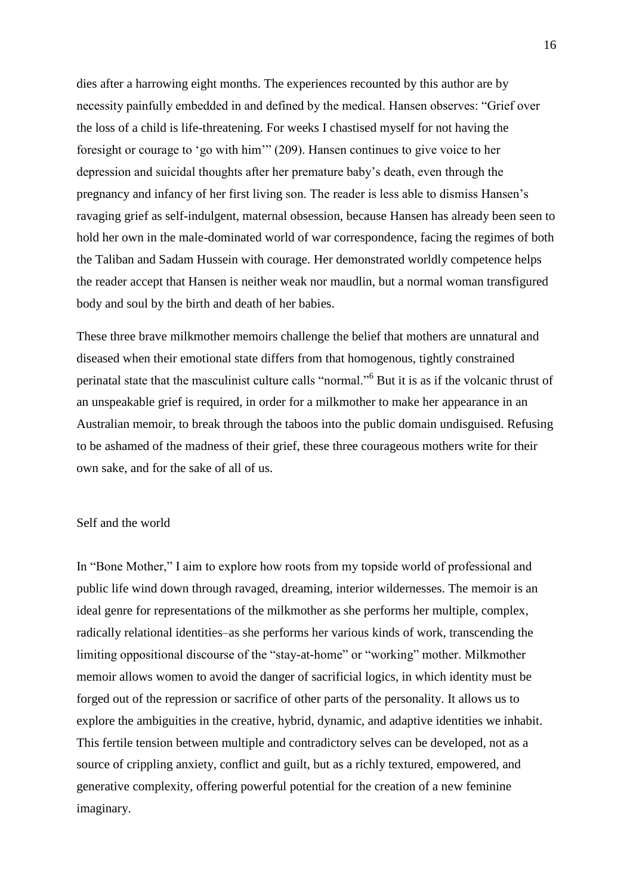dies after a harrowing eight months. The experiences recounted by this author are by necessity painfully embedded in and defined by the medical. Hansen observes: "Grief over the loss of a child is life-threatening. For weeks I chastised myself for not having the foresight or courage to 'go with him'" (209). Hansen continues to give voice to her depression and suicidal thoughts after her premature baby's death, even through the pregnancy and infancy of her first living son. The reader is less able to dismiss Hansen's ravaging grief as self-indulgent, maternal obsession, because Hansen has already been seen to hold her own in the male-dominated world of war correspondence, facing the regimes of both the Taliban and Sadam Hussein with courage. Her demonstrated worldly competence helps the reader accept that Hansen is neither weak nor maudlin, but a normal woman transfigured body and soul by the birth and death of her babies.

These three brave milkmother memoirs challenge the belief that mothers are unnatural and diseased when their emotional state differs from that homogenous, tightly constrained perinatal state that the masculinist culture calls "normal."[6] But it is as if the volcanic thrust of an unspeakable grief is required, in order for a milkmother to make her appearance in an Australian memoir, to break through the taboos into the public domain undisguised. Refusing to be ashamed of the madness of their grief, these three courageous mothers write for their own sake, and for the sake of all of us.

## Self and the world

In "Bone Mother," I aim to explore how roots from my topside world of professional and public life wind down through ravaged, dreaming, interior wildernesses. The memoir is an ideal genre for representations of the milkmother as she performs her multiple, complex, radically relational identities–as she performs her various kinds of work, transcending the limiting oppositional discourse of the "stay-at-home" or "working" mother. Milkmother memoir allows women to avoid the danger of sacrificial logics, in which identity must be forged out of the repression or sacrifice of other parts of the personality. It allows us to explore the ambiguities in the creative, hybrid, dynamic, and adaptive identities we inhabit. This fertile tension between multiple and contradictory selves can be developed, not as a source of crippling anxiety, conflict and guilt, but as a richly textured, empowered, and generative complexity, offering powerful potential for the creation of a new feminine imaginary.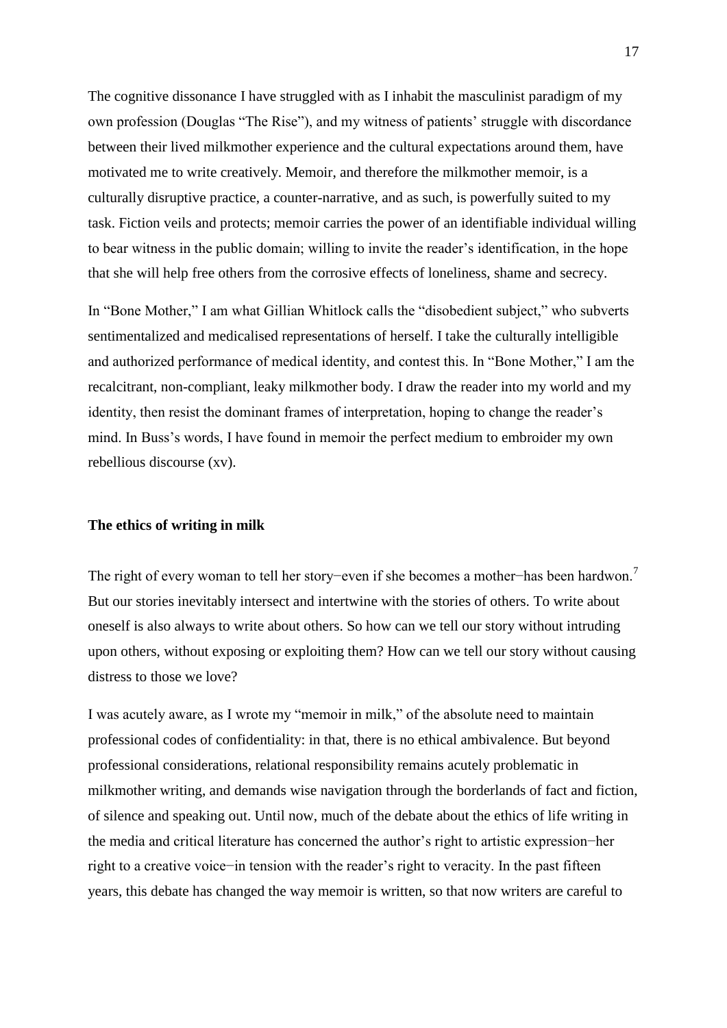The cognitive dissonance I have struggled with as I inhabit the masculinist paradigm of my own profession (Douglas "The Rise"), and my witness of patients' struggle with discordance between their lived milkmother experience and the cultural expectations around them, have motivated me to write creatively. Memoir, and therefore the milkmother memoir, is a culturally disruptive practice, a counter-narrative, and as such, is powerfully suited to my task. Fiction veils and protects; memoir carries the power of an identifiable individual willing to bear witness in the public domain; willing to invite the reader's identification, in the hope that she will help free others from the corrosive effects of loneliness, shame and secrecy.

In "Bone Mother," I am what Gillian Whitlock calls the "disobedient subject," who subverts sentimentalized and medicalised representations of herself. I take the culturally intelligible and authorized performance of medical identity, and contest this. In "Bone Mother," I am the recalcitrant, non-compliant, leaky milkmother body. I draw the reader into my world and my identity, then resist the dominant frames of interpretation, hoping to change the reader's mind. In Buss's words, I have found in memoir the perfect medium to embroider my own rebellious discourse (xv).

### The ethics of writing in milk

The right of every woman to tell her story−even if she becomes a mother−has been hardwon.[7] But our stories inevitably intersect and intertwine with the stories of others. To write about oneself is also always to write about others. So how can we tell our story without intruding upon others, without exposing or exploiting them? How can we tell our story without causing distress to those we love?

I was acutely aware, as I wrote my "memoir in milk," of the absolute need to maintain professional codes of confidentiality: in that, there is no ethical ambivalence. But beyond professional considerations, relational responsibility remains acutely problematic in milkmother writing, and demands wise navigation through the borderlands of fact and fiction, of silence and speaking out. Until now, much of the debate about the ethics of life writing in the media and critical literature has concerned the author's right to artistic expression−her right to a creative voice−in tension with the reader's right to veracity. In the past fifteen years, this debate has changed the way memoir is written, so that now writers are careful to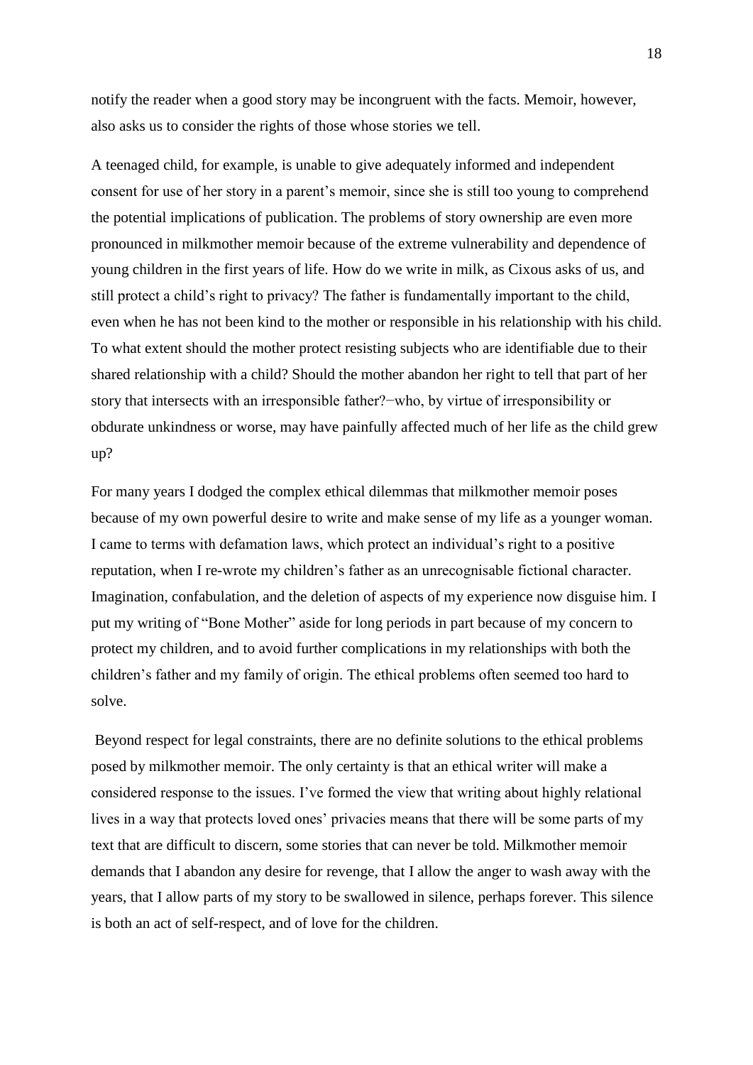notify the reader when a good story may be incongruent with the facts. Memoir, however, also asks us to consider the rights of those whose stories we tell.

A teenaged child, for example, is unable to give adequately informed and independent consent for use of her story in a parent's memoir, since she is still too young to comprehend the potential implications of publication. The problems of story ownership are even more pronounced in milkmother memoir because of the extreme vulnerability and dependence of young children in the first years of life. How do we write in milk, as Cixous asks of us, and still protect a child's right to privacy? The father is fundamentally important to the child, even when he has not been kind to the mother or responsible in his relationship with his child. To what extent should the mother protect resisting subjects who are identifiable due to their shared relationship with a child? Should the mother abandon her right to tell that part of her story that intersects with an irresponsible father?−who, by virtue of irresponsibility or obdurate unkindness or worse, may have painfully affected much of her life as the child grew up?

For many years I dodged the complex ethical dilemmas that milkmother memoir poses because of my own powerful desire to write and make sense of my life as a younger woman. I came to terms with defamation laws, which protect an individual's right to a positive reputation, when I re-wrote my children's father as an unrecognisable fictional character. Imagination, confabulation, and the deletion of aspects of my experience now disguise him. I put my writing of "Bone Mother" aside for long periods in part because of my concern to protect my children, and to avoid further complications in my relationships with both the children's father and my family of origin. The ethical problems often seemed too hard to solve.

Beyond respect for legal constraints, there are no definite solutions to the ethical problems posed by milkmother memoir. The only certainty is that an ethical writer will make a considered response to the issues. I've formed the view that writing about highly relational lives in a way that protects loved ones' privacies means that there will be some parts of my text that are difficult to discern, some stories that can never be told. Milkmother memoir demands that I abandon any desire for revenge, that I allow the anger to wash away with the years, that I allow parts of my story to be swallowed in silence, perhaps forever. This silence is both an act of self-respect, and of love for the children.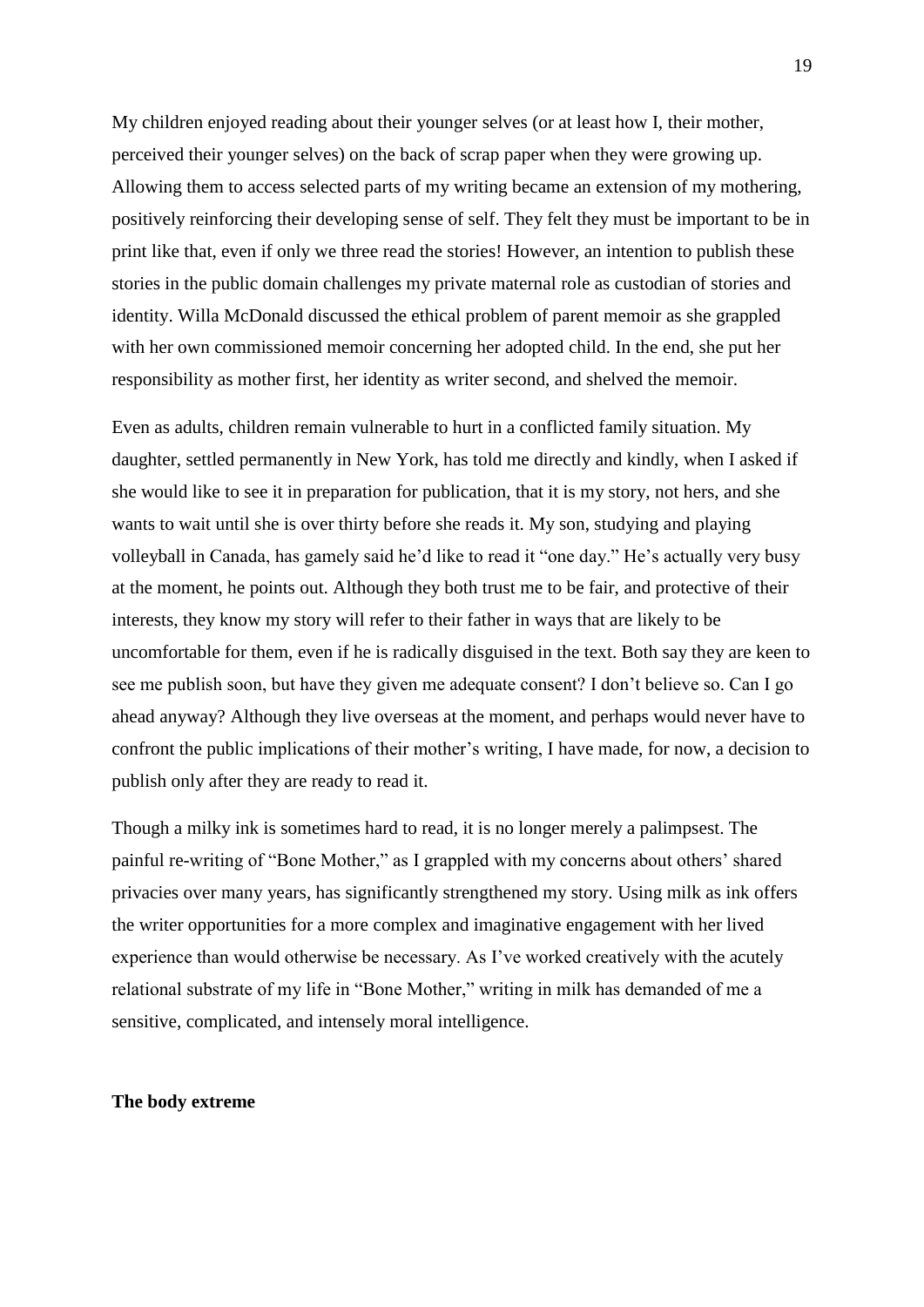My children enjoyed reading about their younger selves (or at least how I, their mother, perceived their younger selves) on the back of scrap paper when they were growing up. Allowing them to access selected parts of my writing became an extension of my mothering, positively reinforcing their developing sense of self. They felt they must be important to be in print like that, even if only we three read the stories! However, an intention to publish these stories in the public domain challenges my private maternal role as custodian of stories and identity. Willa McDonald discussed the ethical problem of parent memoir as she grappled with her own commissioned memoir concerning her adopted child. In the end, she put her responsibility as mother first, her identity as writer second, and shelved the memoir.

Even as adults, children remain vulnerable to hurt in a conflicted family situation. My daughter, settled permanently in New York, has told me directly and kindly, when I asked if she would like to see it in preparation for publication, that it is my story, not hers, and she wants to wait until she is over thirty before she reads it. My son, studying and playing volleyball in Canada, has gamely said he'd like to read it "one day." He's actually very busy at the moment, he points out. Although they both trust me to be fair, and protective of their interests, they know my story will refer to their father in ways that are likely to be uncomfortable for them, even if he is radically disguised in the text. Both say they are keen to see me publish soon, but have they given me adequate consent? I don't believe so. Can I go ahead anyway? Although they live overseas at the moment, and perhaps would never have to confront the public implications of their mother's writing, I have made, for now, a decision to publish only after they are ready to read it.

Though a milky ink is sometimes hard to read, it is no longer merely a palimpsest. The painful re-writing of "Bone Mother," as I grappled with my concerns about others' shared privacies over many years, has significantly strengthened my story. Using milk as ink offers the writer opportunities for a more complex and imaginative engagement with her lived experience than would otherwise be necessary. As I've worked creatively with the acutely relational substrate of my life in "Bone Mother," writing in milk has demanded of me a sensitive, complicated, and intensely moral intelligence.

**The body extreme**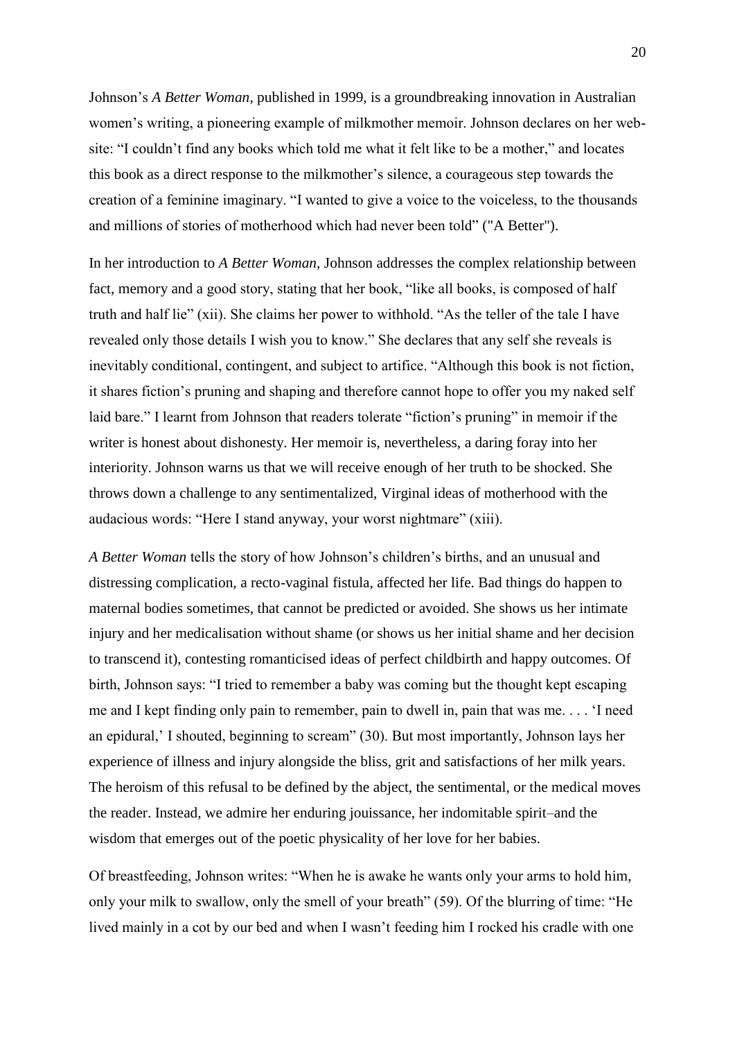Johnson's *A Better Woman*, published in 1999, is a groundbreaking innovation in Australian women's writing, a pioneering example of milkmother memoir. Johnson declares on her web-site: "I couldn't find any books which told me what it felt like to be a mother," and locates this book as a direct response to the milkmother's silence, a courageous step towards the creation of a feminine imaginary. "I wanted to give a voice to the voiceless, to the thousands and millions of stories of motherhood which had never been told" ("A Better").

In her introduction to *A Better Woman*, Johnson addresses the complex relationship between fact, memory and a good story, stating that her book, "like all books, is composed of half truth and half lie" (xii). She claims her power to withhold. "As the teller of the tale I have revealed only those details I wish you to know." She declares that any self she reveals is inevitably conditional, contingent, and subject to artifice. "Although this book is not fiction, it shares fiction's pruning and shaping and therefore cannot hope to offer you my naked self laid bare." I learnt from Johnson that readers tolerate "fiction's pruning" in memoir if the writer is honest about dishonesty. Her memoir is, nevertheless, a daring foray into her interiority. Johnson warns us that we will receive enough of her truth to be shocked. She throws down a challenge to any sentimentalized, Virginal ideas of motherhood with the audacious words: "Here I stand anyway, your worst nightmare" (xiii).

*A Better Woman* tells the story of how Johnson's children's births, and an unusual and distressing complication, a recto-vaginal fistula, affected her life. Bad things do happen to maternal bodies sometimes, that cannot be predicted or avoided. She shows us her intimate injury and her medicalisation without shame (or shows us her initial shame and her decision to transcend it), contesting romanticised ideas of perfect childbirth and happy outcomes. Of birth, Johnson says: "I tried to remember a baby was coming but the thought kept escaping me and I kept finding only pain to remember, pain to dwell in, pain that was me. . . . 'I need an epidural,' I shouted, beginning to scream" (30). But most importantly, Johnson lays her experience of illness and injury alongside the bliss, grit and satisfactions of her milk years. The heroism of this refusal to be defined by the abject, the sentimental, or the medical moves the reader. Instead, we admire her enduring jouissance, her indomitable spirit–and the wisdom that emerges out of the poetic physicality of her love for her babies.

Of breastfeeding, Johnson writes: "When he is awake he wants only your arms to hold him, only your milk to swallow, only the smell of your breath" (59). Of the blurring of time: "He lived mainly in a cot by our bed and when I wasn't feeding him I rocked his cradle with one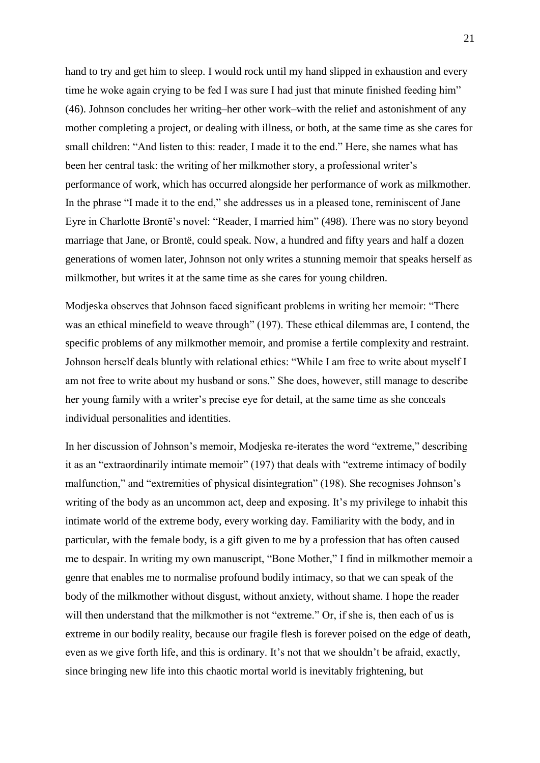hand to try and get him to sleep. I would rock until my hand slipped in exhaustion and every time he woke again crying to be fed I was sure I had just that minute finished feeding him" (46). Johnson concludes her writing–her other work–with the relief and astonishment of any mother completing a project, or dealing with illness, or both, at the same time as she cares for small children: "And listen to this: reader, I made it to the end." Here, she names what has been her central task: the writing of her milkmother story, a professional writer's performance of work, which has occurred alongside her performance of work as milkmother. In the phrase "I made it to the end," she addresses us in a pleased tone, reminiscent of Jane Eyre in Charlotte Brontë's novel: "Reader, I married him" (498). There was no story beyond marriage that Jane, or Brontë, could speak. Now, a hundred and fifty years and half a dozen generations of women later, Johnson not only writes a stunning memoir that speaks herself as milkmother, but writes it at the same time as she cares for young children.

Modjeska observes that Johnson faced significant problems in writing her memoir: "There was an ethical minefield to weave through" (197). These ethical dilemmas are, I contend, the specific problems of any milkmother memoir, and promise a fertile complexity and restraint. Johnson herself deals bluntly with relational ethics: "While I am free to write about myself I am not free to write about my husband or sons." She does, however, still manage to describe her young family with a writer's precise eye for detail, at the same time as she conceals individual personalities and identities.

In her discussion of Johnson's memoir, Modjeska re-iterates the word "extreme," describing it as an "extraordinarily intimate memoir" (197) that deals with "extreme intimacy of bodily malfunction," and "extremities of physical disintegration" (198). She recognises Johnson's writing of the body as an uncommon act, deep and exposing. It's my privilege to inhabit this intimate world of the extreme body, every working day. Familiarity with the body, and in particular, with the female body, is a gift given to me by a profession that has often caused me to despair. In writing my own manuscript, "Bone Mother," I find in milkmother memoir a genre that enables me to normalise profound bodily intimacy, so that we can speak of the body of the milkmother without disgust, without anxiety, without shame. I hope the reader will then understand that the milkmother is not "extreme." Or, if she is, then each of us is extreme in our bodily reality, because our fragile flesh is forever poised on the edge of death, even as we give forth life, and this is ordinary. It's not that we shouldn't be afraid, exactly, since bringing new life into this chaotic mortal world is inevitably frightening, but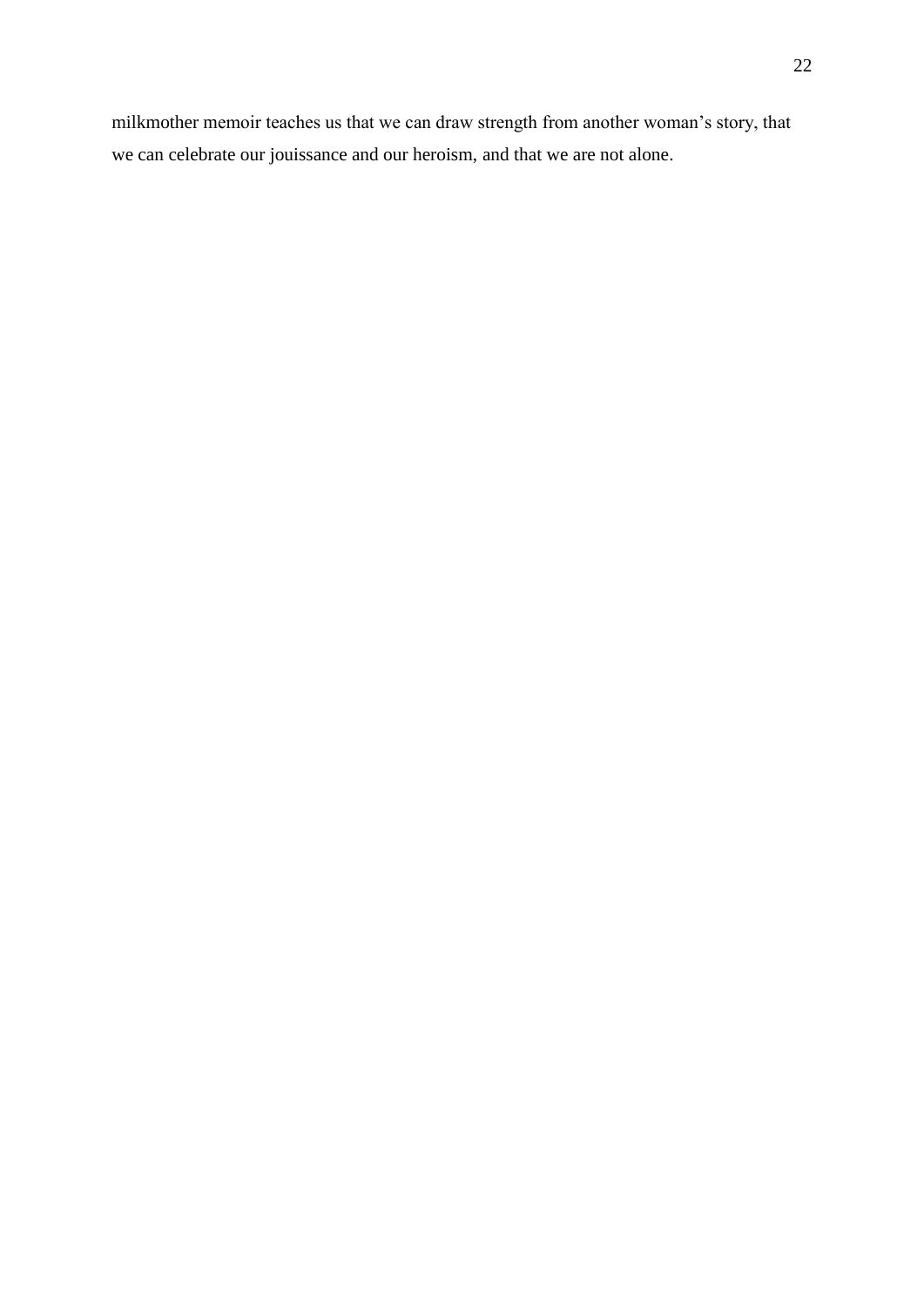milkmother memoir teaches us that we can draw strength from another woman's story, that we can celebrate our jouissance and our heroism, and that we are not alone.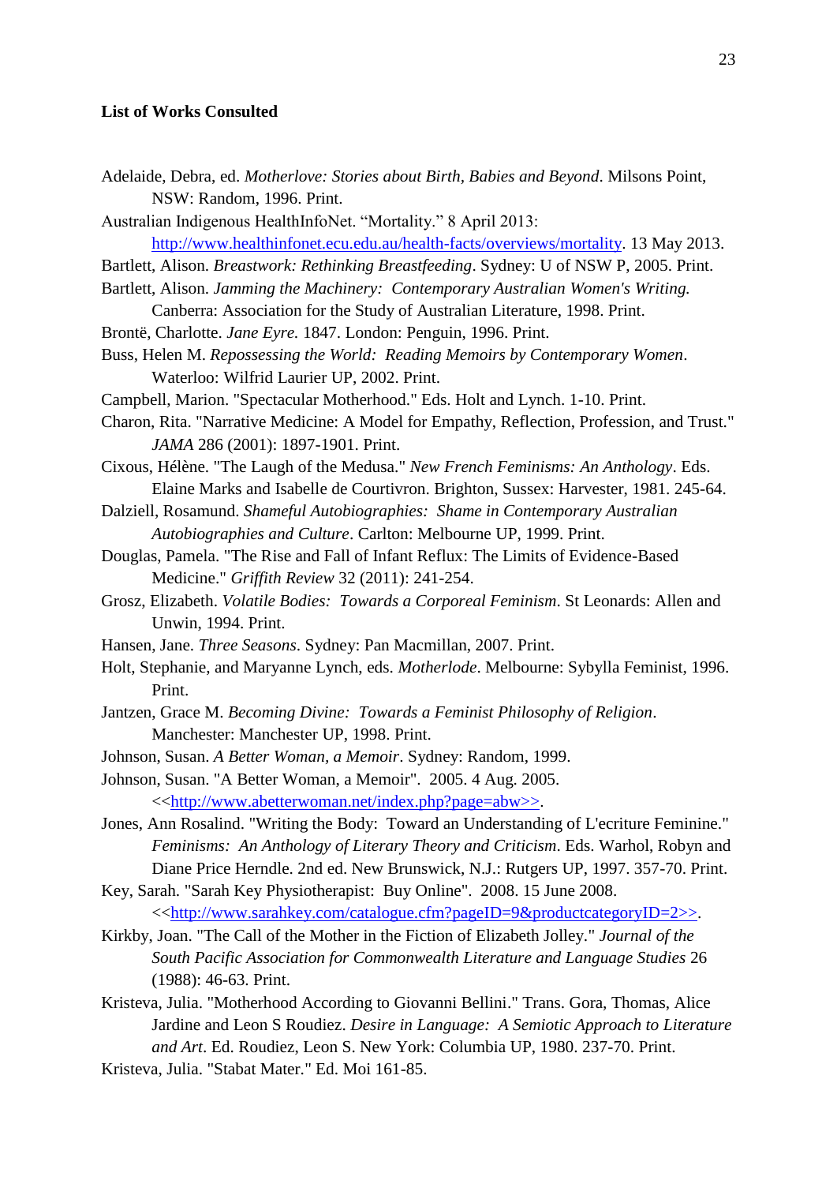**List of Works Consulted**

Adelaide, Debra, ed. *Motherlove: Stories about Birth, Babies and Beyond*. Milsons Point, NSW: Random, 1996. Print.

Australian Indigenous HealthInfoNet. "Mortality." 8 April 2013: http://www.healthinfonet.ecu.edu.au/health-facts/overviews/mortality. 13 May 2013.

Bartlett, Alison. *Breastwork: Rethinking Breastfeeding*. Sydney: U of NSW P, 2005. Print.

Bartlett, Alison. *Jamming the Machinery: Contemporary Australian Women's Writing.* Canberra: Association for the Study of Australian Literature, 1998. Print.

Brontë, Charlotte. *Jane Eyre.* 1847. London: Penguin, 1996. Print.

Buss, Helen M. *Repossessing the World: Reading Memoirs by Contemporary Women*. Waterloo: Wilfrid Laurier UP, 2002. Print.

Campbell, Marion. "Spectacular Motherhood." Eds. Holt and Lynch. 1-10. Print.

Charon, Rita. "Narrative Medicine: A Model for Empathy, Reflection, Profession, and Trust." *JAMA* 286 (2001): 1897-1901. Print.

Cixous, Hélène. "The Laugh of the Medusa." *New French Feminisms: An Anthology*. Eds. Elaine Marks and Isabelle de Courtivron. Brighton, Sussex: Harvester, 1981. 245-64.

Dalziell, Rosamund. *Shameful Autobiographies: Shame in Contemporary Australian Autobiographies and Culture*. Carlton: Melbourne UP, 1999. Print.

Douglas, Pamela. "The Rise and Fall of Infant Reflux: The Limits of Evidence-Based Medicine." *Griffith Review* 32 (2011): 241-254.

Grosz, Elizabeth. *Volatile Bodies: Towards a Corporeal Feminism*. St Leonards: Allen and Unwin, 1994. Print.

Hansen, Jane. *Three Seasons*. Sydney: Pan Macmillan, 2007. Print.

Holt, Stephanie, and Maryanne Lynch, eds. *Motherlode*. Melbourne: Sybylla Feminist, 1996. Print.

Jantzen, Grace M. *Becoming Divine: Towards a Feminist Philosophy of Religion*. Manchester: Manchester UP, 1998. Print.

Johnson, Susan. *A Better Woman, a Memoir*. Sydney: Random, 1999.

Johnson, Susan. "A Better Woman, a Memoir". 2005. 4 Aug. 2005. <<http://www.abetterwoman.net/index.php?page=abw>>.

Jones, Ann Rosalind. "Writing the Body: Toward an Understanding of L'ecriture Feminine." *Feminisms: An Anthology of Literary Theory and Criticism*. Eds. Warhol, Robyn and Diane Price Herndle. 2nd ed. New Brunswick, N.J.: Rutgers UP, 1997. 357-70. Print.

Key, Sarah. "Sarah Key Physiotherapist: Buy Online". 2008. 15 June 2008. <<http://www.sarahkey.com/catalogue.cfm?pageID=9&productcategoryID=2>>.

Kirkby, Joan. "The Call of the Mother in the Fiction of Elizabeth Jolley." *Journal of the South Pacific Association for Commonwealth Literature and Language Studies* 26 (1988): 46-63. Print.

Kristeva, Julia. "Motherhood According to Giovanni Bellini." Trans. Gora, Thomas, Alice Jardine and Leon S Roudiez. *Desire in Language: A Semiotic Approach to Literature and Art*. Ed. Roudiez, Leon S. New York: Columbia UP, 1980. 237-70. Print.

Kristeva, Julia. "Stabat Mater." Ed. Moi 161-85.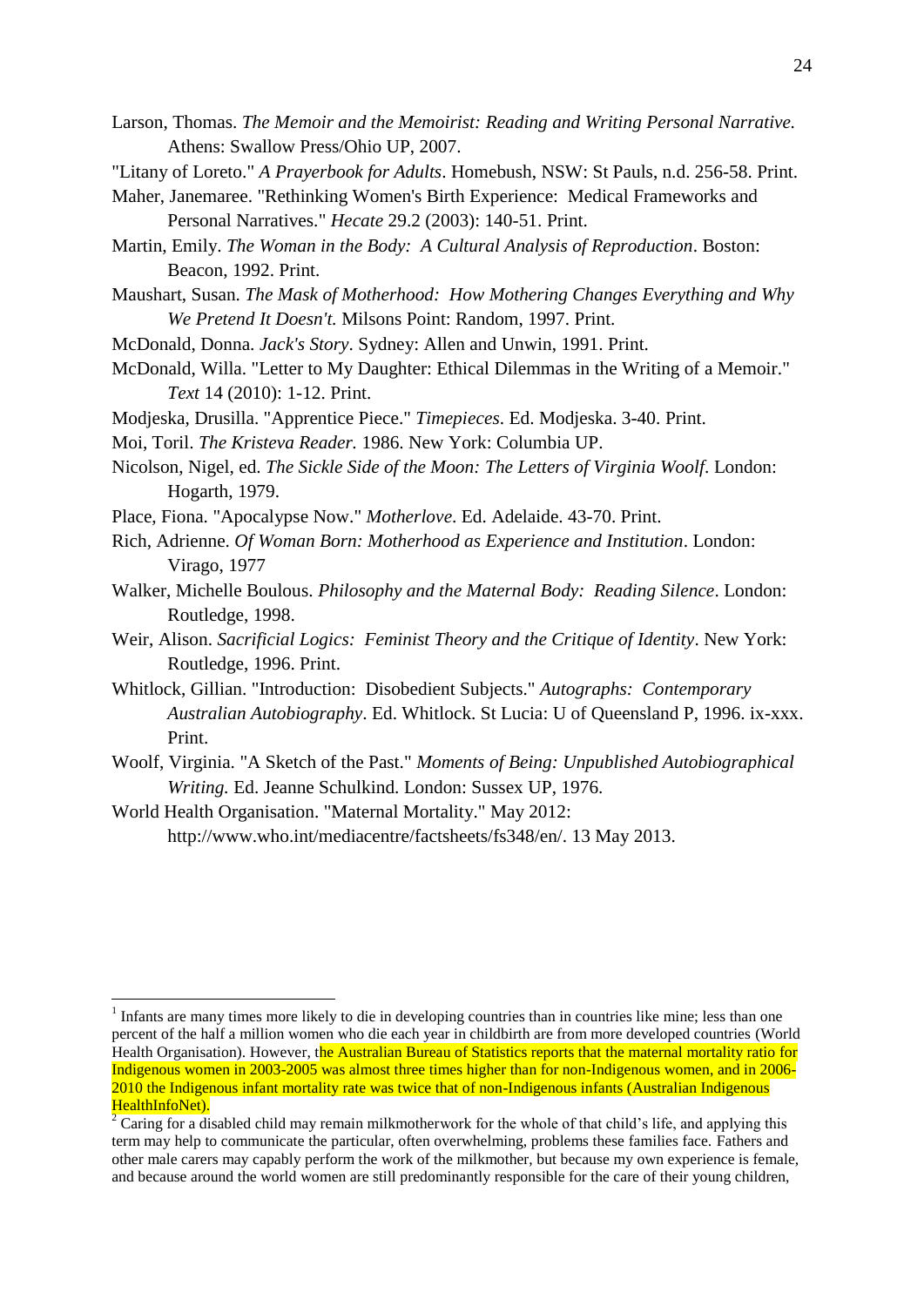Larson, Thomas. *The Memoir and the Memoirist: Reading and Writing Personal Narrative.* Athens: Swallow Press/Ohio UP, 2007.

"Litany of Loreto." *A Prayerbook for Adults*. Homebush, NSW: St Pauls, n.d. 256-58. Print.

Maher, Janemaree. "Rethinking Women's Birth Experience: Medical Frameworks and Personal Narratives." *Hecate* 29.2 (2003): 140-51. Print.

Martin, Emily. *The Woman in the Body: A Cultural Analysis of Reproduction*. Boston: Beacon, 1992. Print.

Maushart, Susan. *The Mask of Motherhood: How Mothering Changes Everything and Why We Pretend It Doesn't.* Milsons Point: Random, 1997. Print.

McDonald, Donna. *Jack's Story*. Sydney: Allen and Unwin, 1991. Print.

McDonald, Willa. "Letter to My Daughter: Ethical Dilemmas in the Writing of a Memoir." *Text* 14 (2010): 1-12. Print.

Modjeska, Drusilla. "Apprentice Piece." *Timepieces*. Ed. Modjeska. 3-40. Print.

Moi, Toril. *The Kristeva Reader.* 1986. New York: Columbia UP.

Nicolson, Nigel, ed. *The Sickle Side of the Moon: The Letters of Virginia Woolf*. London: Hogarth, 1979.

Place, Fiona. "Apocalypse Now." *Motherlove*. Ed. Adelaide. 43-70. Print.

Rich, Adrienne. *Of Woman Born: Motherhood as Experience and Institution*. London: Virago, 1977

Walker, Michelle Boulous. *Philosophy and the Maternal Body: Reading Silence*. London: Routledge, 1998.

Weir, Alison. *Sacrificial Logics: Feminist Theory and the Critique of Identity*. New York: Routledge, 1996. Print.

Whitlock, Gillian. "Introduction: Disobedient Subjects." *Autographs: Contemporary Australian Autobiography*. Ed. Whitlock. St Lucia: U of Queensland P, 1996. ix-xxx. Print.

Woolf, Virginia. "A Sketch of the Past." *Moments of Being: Unpublished Autobiographical Writing.* Ed. Jeanne Schulkind. London: Sussex UP, 1976.

World Health Organisation. "Maternal Mortality." May 2012: http://www.who.int/mediacentre/factsheets/fs348/en/. 13 May 2013.

---

[1] Infants are many times more likely to die in developing countries than in countries like mine; less than one percent of the half a million women who die each year in childbirth are from more developed countries (World Health Organisation). However, the Australian Bureau of Statistics reports that the maternal mortality ratio for Indigenous women in 2003-2005 was almost three times higher than for non-Indigenous women, and in 2006-2010 the Indigenous infant mortality rate was twice that of non-Indigenous infants (Australian Indigenous HealthInfoNet).

[2] Caring for a disabled child may remain milkmotherwork for the whole of that child's life, and applying this term may help to communicate the particular, often overwhelming, problems these families face. Fathers and other male carers may capably perform the work of the milkmother, but because my own experience is female, and because around the world women are still predominantly responsible for the care of their young children,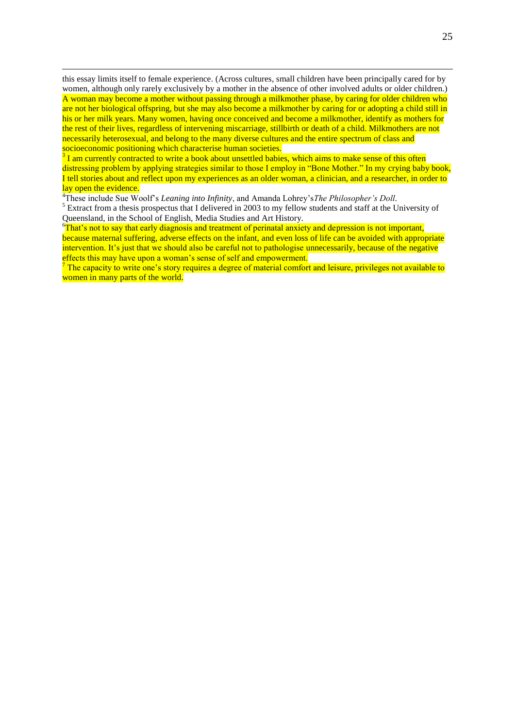this essay limits itself to female experience. (Across cultures, small children have been principally cared for by women, although only rarely exclusively by a mother in the absence of other involved adults or older children.) A woman may become a mother without passing through a milkmother phase, by caring for older children who are not her biological offspring, but she may also become a milkmother by caring for or adopting a child still in his or her milk years. Many women, having once conceived and become a milkmother, identify as mothers for the rest of their lives, regardless of intervening miscarriage, stillbirth or death of a child. Milkmothers are not necessarily heterosexual, and belong to the many diverse cultures and the entire spectrum of class and socioeconomic positioning which characterise human societies.

[3] I am currently contracted to write a book about unsettled babies, which aims to make sense of this often distressing problem by applying strategies similar to those I employ in "Bone Mother." In my crying baby book, I tell stories about and reflect upon my experiences as an older woman, a clinician, and a researcher, in order to lay open the evidence.

[4] These include Sue Woolf's *Leaning into Infinity*, and Amanda Lohrey's *The Philosopher's Doll*.

[5] Extract from a thesis prospectus that I delivered in 2003 to my fellow students and staff at the University of Queensland, in the School of English, Media Studies and Art History.

[6] That's not to say that early diagnosis and treatment of perinatal anxiety and depression is not important, because maternal suffering, adverse effects on the infant, and even loss of life can be avoided with appropriate intervention. It's just that we should also be careful not to pathologise unnecessarily, because of the negative effects this may have upon a woman's sense of self and empowerment.

[7] The capacity to write one's story requires a degree of material comfort and leisure, privileges not available to women in many parts of the world.